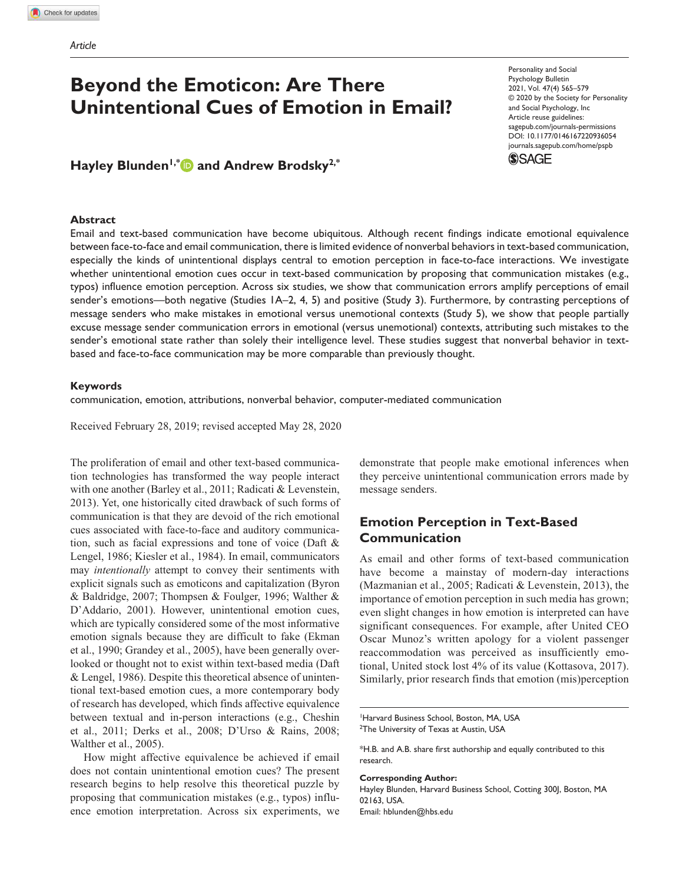Article

# Beyond the Emoticon: Are There Unintentional Cues of Emotion in Email?

Personality and Social Psychology Bulletin
2021, Vol. 47(4) 565–579
© 2020 by the Society for Personality and Social Psychology, Inc
Article reuse guidelines: sagepub.com/journals-permissions
DOI: 10.1177/0146167220936054
journals.sagepub.com/home/pspb

**Hayley Blunden[1,*] and Andrew Brodsky[2,*]**

## Abstract

Email and text-based communication have become ubiquitous. Although recent findings indicate emotional equivalence between face-to-face and email communication, there is limited evidence of nonverbal behaviors in text-based communication, especially the kinds of unintentional displays central to emotion perception in face-to-face interactions. We investigate whether unintentional emotion cues occur in text-based communication by proposing that communication mistakes (e.g., typos) influence emotion perception. Across six studies, we show that communication errors amplify perceptions of email sender's emotions—both negative (Studies 1A–2, 4, 5) and positive (Study 3). Furthermore, by contrasting perceptions of message senders who make mistakes in emotional versus unemotional contexts (Study 5), we show that people partially excuse message sender communication errors in emotional (versus unemotional) contexts, attributing such mistakes to the sender's emotional state rather than solely their intelligence level. These studies suggest that nonverbal behavior in text-based and face-to-face communication may be more comparable than previously thought.

### Keywords

communication, emotion, attributions, nonverbal behavior, computer-mediated communication

Received February 28, 2019; revised accepted May 28, 2020

The proliferation of email and other text-based communication technologies has transformed the way people interact with one another (Barley et al., 2011; Radicati & Levenstein, 2013). Yet, one historically cited drawback of such forms of communication is that they are devoid of the rich emotional cues associated with face-to-face and auditory communication, such as facial expressions and tone of voice (Daft & Lengel, 1986; Kiesler et al., 1984). In email, communicators may *intentionally* attempt to convey their sentiments with explicit signals such as emoticons and capitalization (Byron & Baldridge, 2007; Thompsen & Foulger, 1996; Walther & D'Addario, 2001). However, unintentional emotion cues, which are typically considered some of the most informative emotion signals because they are difficult to fake (Ekman et al., 1990; Grandey et al., 2005), have been generally overlooked or thought not to exist within text-based media (Daft & Lengel, 1986). Despite this theoretical absence of unintentional text-based emotion cues, a more contemporary body of research has developed, which finds affective equivalence between textual and in-person interactions (e.g., Cheshin et al., 2011; Derks et al., 2008; D'Urso & Rains, 2008; Walther et al., 2005).

How might affective equivalence be achieved if email does not contain unintentional emotion cues? The present research begins to help resolve this theoretical puzzle by proposing that communication mistakes (e.g., typos) influence emotion interpretation. Across six experiments, we demonstrate that people make emotional inferences when they perceive unintentional communication errors made by message senders.

## Emotion Perception in Text-Based Communication

As email and other forms of text-based communication have become a mainstay of modern-day interactions (Mazmanian et al., 2005; Radicati & Levenstein, 2013), the importance of emotion perception in such media has grown; even slight changes in how emotion is interpreted can have significant consequences. For example, after United CEO Oscar Munoz's written apology for a violent passenger reaccommodation was perceived as insufficiently emotional, United stock lost 4% of its value (Kottasova, 2017). Similarly, prior research finds that emotion (mis)perception

[1]Harvard Business School, Boston, MA, USA
[2]The University of Texas at Austin, USA

*H.B. and A.B. share first authorship and equally contributed to this research.

**Corresponding Author:**
Hayley Blunden, Harvard Business School, Cotting 300J, Boston, MA 02163, USA.
Email: hblunden@hbs.edu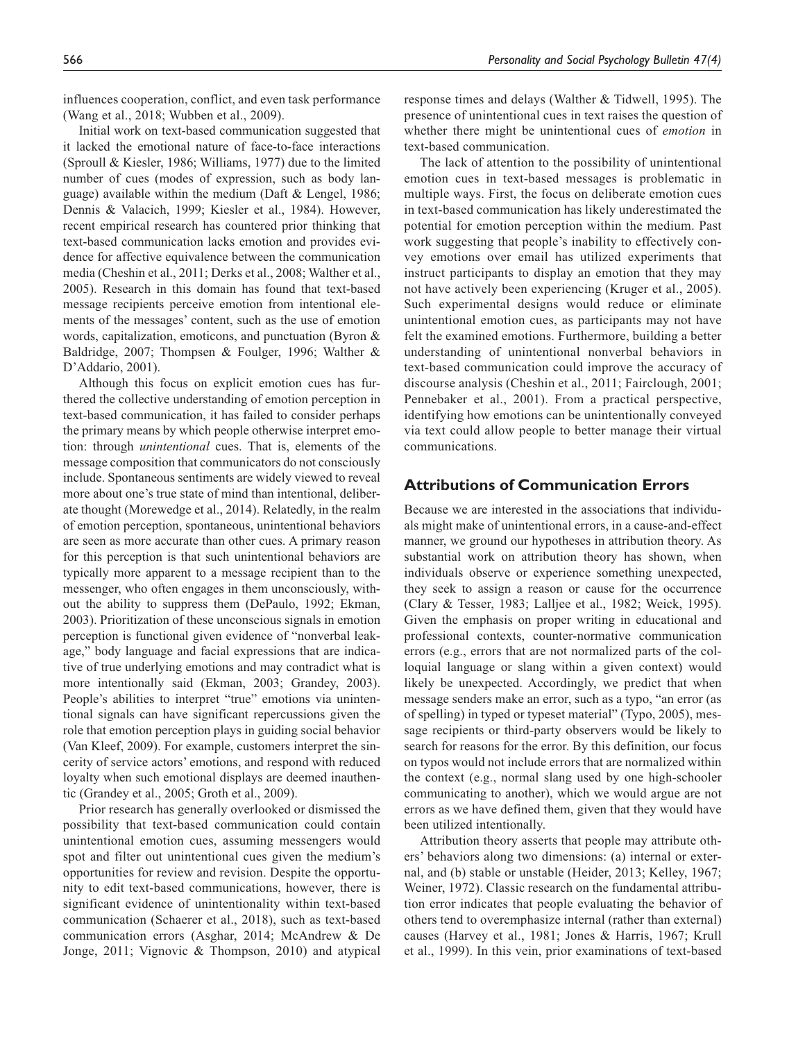influences cooperation, conflict, and even task performance (Wang et al., 2018; Wubben et al., 2009).

Initial work on text-based communication suggested that it lacked the emotional nature of face-to-face interactions (Sproull & Kiesler, 1986; Williams, 1977) due to the limited number of cues (modes of expression, such as body language) available within the medium (Daft & Lengel, 1986; Dennis & Valacich, 1999; Kiesler et al., 1984). However, recent empirical research has countered prior thinking that text-based communication lacks emotion and provides evidence for affective equivalence between the communication media (Cheshin et al., 2011; Derks et al., 2008; Walther et al., 2005). Research in this domain has found that text-based message recipients perceive emotion from intentional elements of the messages' content, such as the use of emotion words, capitalization, emoticons, and punctuation (Byron & Baldridge, 2007; Thompsen & Foulger, 1996; Walther & D'Addario, 2001).

Although this focus on explicit emotion cues has furthered the collective understanding of emotion perception in text-based communication, it has failed to consider perhaps the primary means by which people otherwise interpret emotion: through *unintentional* cues. That is, elements of the message composition that communicators do not consciously include. Spontaneous sentiments are widely viewed to reveal more about one's true state of mind than intentional, deliberate thought (Morewedge et al., 2014). Relatedly, in the realm of emotion perception, spontaneous, unintentional behaviors are seen as more accurate than other cues. A primary reason for this perception is that such unintentional behaviors are typically more apparent to a message recipient than to the messenger, who often engages in them unconsciously, without the ability to suppress them (DePaulo, 1992; Ekman, 2003). Prioritization of these unconscious signals in emotion perception is functional given evidence of "nonverbal leakage," body language and facial expressions that are indicative of true underlying emotions and may contradict what is more intentionally said (Ekman, 2003; Grandey, 2003). People's abilities to interpret "true" emotions via unintentional signals can have significant repercussions given the role that emotion perception plays in guiding social behavior (Van Kleef, 2009). For example, customers interpret the sincerity of service actors' emotions, and respond with reduced loyalty when such emotional displays are deemed inauthentic (Grandey et al., 2005; Groth et al., 2009).

Prior research has generally overlooked or dismissed the possibility that text-based communication could contain unintentional emotion cues, assuming messengers would spot and filter out unintentional cues given the medium's opportunities for review and revision. Despite the opportunity to edit text-based communications, however, there is significant evidence of unintentionality within text-based communication (Schaerer et al., 2018), such as text-based communication errors (Asghar, 2014; McAndrew & De Jonge, 2011; Vignovic & Thompson, 2010) and atypical response times and delays (Walther & Tidwell, 1995). The presence of unintentional cues in text raises the question of whether there might be unintentional cues of *emotion* in text-based communication.

The lack of attention to the possibility of unintentional emotion cues in text-based messages is problematic in multiple ways. First, the focus on deliberate emotion cues in text-based communication has likely underestimated the potential for emotion perception within the medium. Past work suggesting that people's inability to effectively convey emotions over email has utilized experiments that instruct participants to display an emotion that they may not have actively been experiencing (Kruger et al., 2005). Such experimental designs would reduce or eliminate unintentional emotion cues, as participants may not have felt the examined emotions. Furthermore, building a better understanding of unintentional nonverbal behaviors in text-based communication could improve the accuracy of discourse analysis (Cheshin et al., 2011; Fairclough, 2001; Pennebaker et al., 2001). From a practical perspective, identifying how emotions can be unintentionally conveyed via text could allow people to better manage their virtual communications.

## Attributions of Communication Errors

Because we are interested in the associations that individuals might make of unintentional errors, in a cause-and-effect manner, we ground our hypotheses in attribution theory. As substantial work on attribution theory has shown, when individuals observe or experience something unexpected, they seek to assign a reason or cause for the occurrence (Clary & Tesser, 1983; Lalljee et al., 1982; Weick, 1995). Given the emphasis on proper writing in educational and professional contexts, counter-normative communication errors (e.g., errors that are not normalized parts of the colloquial language or slang within a given context) would likely be unexpected. Accordingly, we predict that when message senders make an error, such as a typo, "an error (as of spelling) in typed or typeset material" (Typo, 2005), message recipients or third-party observers would be likely to search for reasons for the error. By this definition, our focus on typos would not include errors that are normalized within the context (e.g., normal slang used by one high-schooler communicating to another), which we would argue are not errors as we have defined them, given that they would have been utilized intentionally.

Attribution theory asserts that people may attribute others' behaviors along two dimensions: (a) internal or external, and (b) stable or unstable (Heider, 2013; Kelley, 1967; Weiner, 1972). Classic research on the fundamental attribution error indicates that people evaluating the behavior of others tend to overemphasize internal (rather than external) causes (Harvey et al., 1981; Jones & Harris, 1967; Krull et al., 1999). In this vein, prior examinations of text-based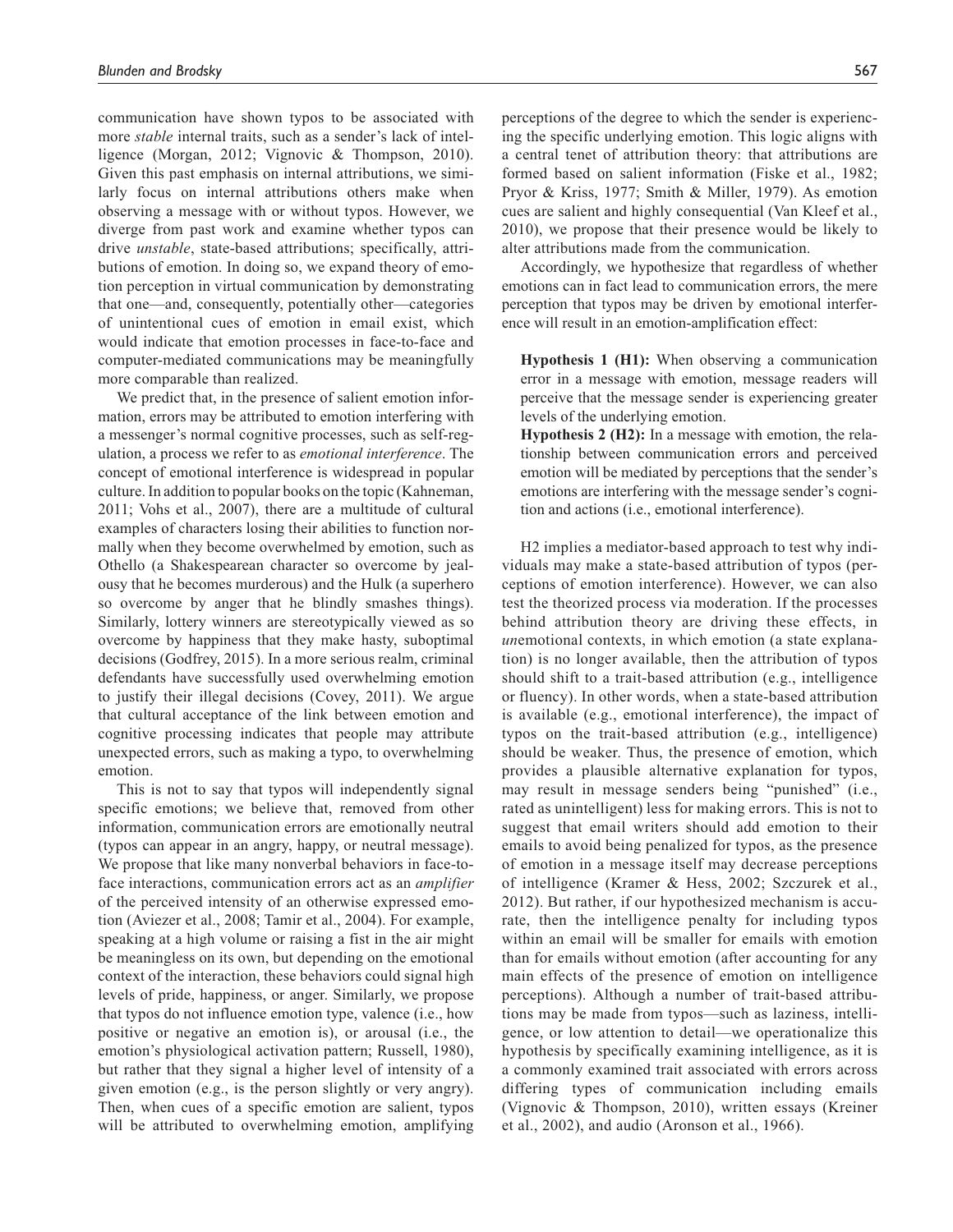communication have shown typos to be associated with more *stable* internal traits, such as a sender's lack of intelligence (Morgan, 2012; Vignovic & Thompson, 2010). Given this past emphasis on internal attributions, we similarly focus on internal attributions others make when observing a message with or without typos. However, we diverge from past work and examine whether typos can drive *unstable*, state-based attributions; specifically, attributions of emotion. In doing so, we expand theory of emotion perception in virtual communication by demonstrating that one—and, consequently, potentially other—categories of unintentional cues of emotion in email exist, which would indicate that emotion processes in face-to-face and computer-mediated communications may be meaningfully more comparable than realized.

We predict that, in the presence of salient emotion information, errors may be attributed to emotion interfering with a messenger's normal cognitive processes, such as self-regulation, a process we refer to as *emotional interference*. The concept of emotional interference is widespread in popular culture. In addition to popular books on the topic (Kahneman, 2011; Vohs et al., 2007), there are a multitude of cultural examples of characters losing their abilities to function normally when they become overwhelmed by emotion, such as Othello (a Shakespearean character so overcome by jealousy that he becomes murderous) and the Hulk (a superhero so overcome by anger that he blindly smashes things). Similarly, lottery winners are stereotypically viewed as so overcome by happiness that they make hasty, suboptimal decisions (Godfrey, 2015). In a more serious realm, criminal defendants have successfully used overwhelming emotion to justify their illegal decisions (Covey, 2011). We argue that cultural acceptance of the link between emotion and cognitive processing indicates that people may attribute unexpected errors, such as making a typo, to overwhelming emotion.

This is not to say that typos will independently signal specific emotions; we believe that, removed from other information, communication errors are emotionally neutral (typos can appear in an angry, happy, or neutral message). We propose that like many nonverbal behaviors in face-to-face interactions, communication errors act as an *amplifier* of the perceived intensity of an otherwise expressed emotion (Aviezer et al., 2008; Tamir et al., 2004). For example, speaking at a high volume or raising a fist in the air might be meaningless on its own, but depending on the emotional context of the interaction, these behaviors could signal high levels of pride, happiness, or anger. Similarly, we propose that typos do not influence emotion type, valence (i.e., how positive or negative an emotion is), or arousal (i.e., the emotion's physiological activation pattern; Russell, 1980), but rather that they signal a higher level of intensity of a given emotion (e.g., is the person slightly or very angry). Then, when cues of a specific emotion are salient, typos will be attributed to overwhelming emotion, amplifying perceptions of the degree to which the sender is experiencing the specific underlying emotion. This logic aligns with a central tenet of attribution theory: that attributions are formed based on salient information (Fiske et al., 1982; Pryor & Kriss, 1977; Smith & Miller, 1979). As emotion cues are salient and highly consequential (Van Kleef et al., 2010), we propose that their presence would be likely to alter attributions made from the communication.

Accordingly, we hypothesize that regardless of whether emotions can in fact lead to communication errors, the mere perception that typos may be driven by emotional interference will result in an emotion-amplification effect:

**Hypothesis 1 (H1):** When observing a communication error in a message with emotion, message readers will perceive that the message sender is experiencing greater levels of the underlying emotion.

**Hypothesis 2 (H2):** In a message with emotion, the relationship between communication errors and perceived emotion will be mediated by perceptions that the sender's emotions are interfering with the message sender's cognition and actions (i.e., emotional interference).

H2 implies a mediator-based approach to test why individuals may make a state-based attribution of typos (perceptions of emotion interference). However, we can also test the theorized process via moderation. If the processes behind attribution theory are driving these effects, in *un*emotional contexts, in which emotion (a state explanation) is no longer available, then the attribution of typos should shift to a trait-based attribution (e.g., intelligence or fluency). In other words, when a state-based attribution is available (e.g., emotional interference), the impact of typos on the trait-based attribution (e.g., intelligence) should be weaker. Thus, the presence of emotion, which provides a plausible alternative explanation for typos, may result in message senders being "punished" (i.e., rated as unintelligent) less for making errors. This is not to suggest that email writers should add emotion to their emails to avoid being penalized for typos, as the presence of emotion in a message itself may decrease perceptions of intelligence (Kramer & Hess, 2002; Szczurek et al., 2012). But rather, if our hypothesized mechanism is accurate, then the intelligence penalty for including typos within an email will be smaller for emails with emotion than for emails without emotion (after accounting for any main effects of the presence of emotion on intelligence perceptions). Although a number of trait-based attributions may be made from typos—such as laziness, intelligence, or low attention to detail—we operationalize this hypothesis by specifically examining intelligence, as it is a commonly examined trait associated with errors across differing types of communication including emails (Vignovic & Thompson, 2010), written essays (Kreiner et al., 2002), and audio (Aronson et al., 1966).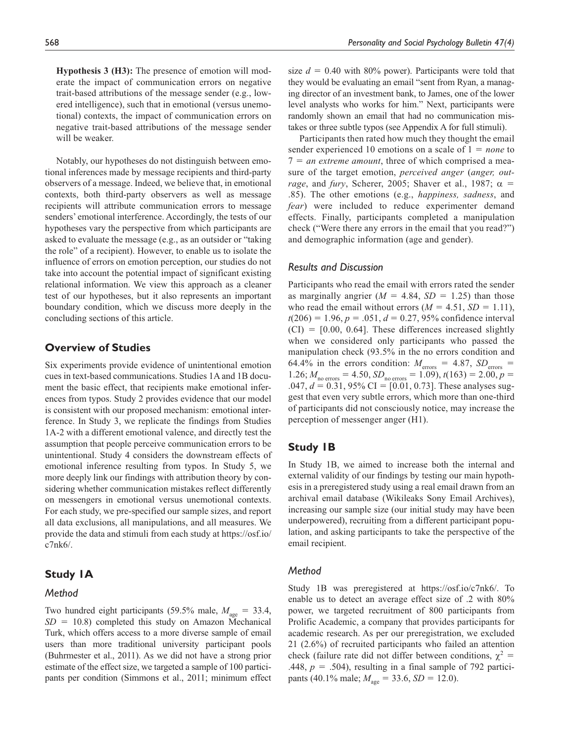**Hypothesis 3 (H3):** The presence of emotion will moderate the impact of communication errors on negative trait-based attributions of the message sender (e.g., lowered intelligence), such that in emotional (versus unemotional) contexts, the impact of communication errors on negative trait-based attributions of the message sender will be weaker.

Notably, our hypotheses do not distinguish between emotional inferences made by message recipients and third-party observers of a message. Indeed, we believe that, in emotional contexts, both third-party observers as well as message recipients will attribute communication errors to message senders' emotional interference. Accordingly, the tests of our hypotheses vary the perspective from which participants are asked to evaluate the message (e.g., as an outsider or "taking the role" of a recipient). However, to enable us to isolate the influence of errors on emotion perception, our studies do not take into account the potential impact of significant existing relational information. We view this approach as a cleaner test of our hypotheses, but it also represents an important boundary condition, which we discuss more deeply in the concluding sections of this article.

## Overview of Studies

Six experiments provide evidence of unintentional emotion cues in text-based communications. Studies 1A and 1B document the basic effect, that recipients make emotional inferences from typos. Study 2 provides evidence that our model is consistent with our proposed mechanism: emotional interference. In Study 3, we replicate the findings from Studies 1A-2 with a different emotional valence, and directly test the assumption that people perceive communication errors to be unintentional. Study 4 considers the downstream effects of emotional inference resulting from typos. In Study 5, we more deeply link our findings with attribution theory by considering whether communication mistakes reflect differently on messengers in emotional versus unemotional contexts. For each study, we pre-specified our sample sizes, and report all data exclusions, all manipulations, and all measures. We provide the data and stimuli from each study at https://osf.io/c7nk6/.

## Study 1A

### Method

Two hundred eight participants (59.5% male, $M_{age}$ = 33.4, $SD$ = 10.8) completed this study on Amazon Mechanical Turk, which offers access to a more diverse sample of email users than more traditional university participant pools (Buhrmester et al., 2011). As we did not have a strong prior estimate of the effect size, we targeted a sample of 100 participants per condition (Simmons et al., 2011; minimum effect size $d$ = 0.40 with 80% power). Participants were told that they would be evaluating an email "sent from Ryan, a managing director of an investment bank, to James, one of the lower level analysts who works for him." Next, participants were randomly shown an email that had no communication mistakes or three subtle typos (see Appendix A for full stimuli).

Participants then rated how much they thought the email sender experienced 10 emotions on a scale of 1 = *none* to 7 = *an extreme amount*, three of which comprised a measure of the target emotion, *perceived anger* (*anger, outrage*, and *fury*, Scherer, 2005; Shaver et al., 1987; $\alpha$ = .85). The other emotions (e.g., *happiness, sadness*, and *fear*) were included to reduce experimenter demand effects. Finally, participants completed a manipulation check ("Were there any errors in the email that you read?") and demographic information (age and gender).

### Results and Discussion

Participants who read the email with errors rated the sender as marginally angrier ($M$ = 4.84, $SD$ = 1.25) than those who read the email without errors ($M$ = 4.51, $SD$ = 1.11), $t(206)$ = 1.96, $p$ = .051, $d$ = 0.27, 95% confidence interval (CI) = [0.00, 0.64]. These differences increased slightly when we considered only participants who passed the manipulation check (93.5% in the no errors condition and 64.4% in the errors condition: $M_{errors}$ = 4.87, $SD_{errors}$ = 1.26; $M_{no\ errors}$ = 4.50, $SD_{no\ errors}$ = 1.09), $t(163)$ = 2.00, $p$ = .047, $d$ = 0.31, 95% CI = [0.01, 0.73]. These analyses suggest that even very subtle errors, which more than one-third of participants did not consciously notice, may increase the perception of messenger anger (H1).

## Study 1B

In Study 1B, we aimed to increase both the internal and external validity of our findings by testing our main hypothesis in a preregistered study using a real email drawn from an archival email database (Wikileaks Sony Email Archives), increasing our sample size (our initial study may have been underpowered), recruiting from a different participant population, and asking participants to take the perspective of the email recipient.

### Method

Study 1B was preregistered at https://osf.io/c7nk6/. To enable us to detect an average effect size of .2 with 80% power, we targeted recruitment of 800 participants from Prolific Academic, a company that provides participants for academic research. As per our preregistration, we excluded 21 (2.6%) of recruited participants who failed an attention check (failure rate did not differ between conditions, $\chi^2$ = .448, $p$ = .504), resulting in a final sample of 792 participants (40.1% male; $M_{age}$ = 33.6, $SD$ = 12.0).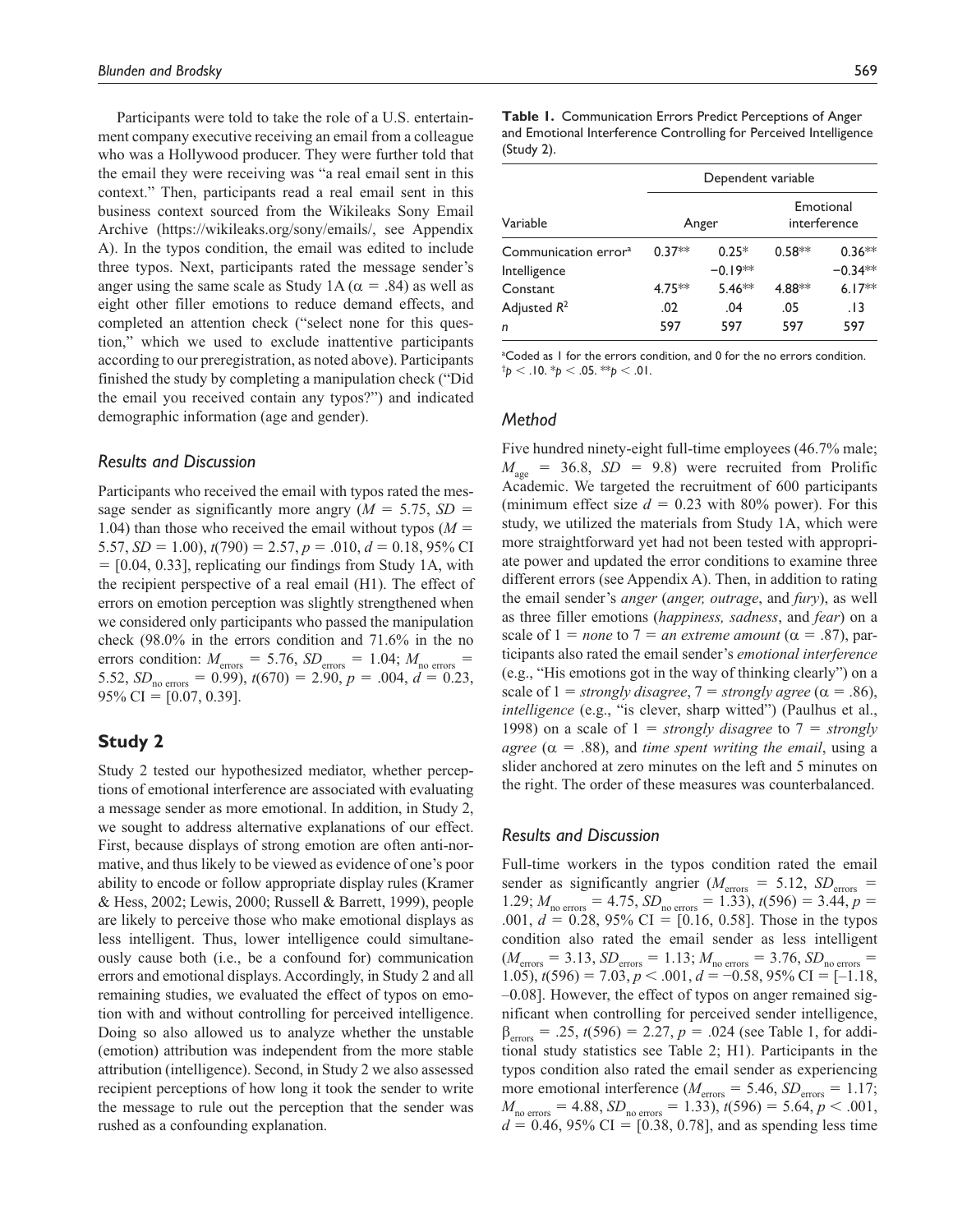Participants were told to take the role of a U.S. entertainment company executive receiving an email from a colleague who was a Hollywood producer. They were further told that the email they were receiving was "a real email sent in this context." Then, participants read a real email sent in this business context sourced from the Wikileaks Sony Email Archive (https://wikileaks.org/sony/emails/, see Appendix A). In the typos condition, the email was edited to include three typos. Next, participants rated the message sender's anger using the same scale as Study 1A ($\alpha$ = .84) as well as eight other filler emotions to reduce demand effects, and completed an attention check ("select none for this question," which we used to exclude inattentive participants according to our preregistration, as noted above). Participants finished the study by completing a manipulation check ("Did the email you received contain any typos?") and indicated demographic information (age and gender).

### Results and Discussion

Participants who received the email with typos rated the message sender as significantly more angry ($M$ = 5.75, $SD$ = 1.04) than those who received the email without typos ($M$ = 5.57, $SD$ = 1.00), $t(790) = 2.57$, $p = .010$, $d = 0.18$, 95% CI = [0.04, 0.33], replicating our findings from Study 1A, with the recipient perspective of a real email (H1). The effect of errors on emotion perception was slightly strengthened when we considered only participants who passed the manipulation check (98.0% in the errors condition and 71.6% in the no errors condition: $M_{\text{errors}} = 5.76$, $SD_{\text{errors}} = 1.04$; $M_{\text{no errors}} = 5.52$, $SD_{\text{no errors}} = 0.99$), $t(670) = 2.90$, $p = .004$, $d = 0.23$, 95% CI = [0.07, 0.39].

## Study 2

Study 2 tested our hypothesized mediator, whether perceptions of emotional interference are associated with evaluating a message sender as more emotional. In addition, in Study 2, we sought to address alternative explanations of our effect. First, because displays of strong emotion are often anti-normative, and thus likely to be viewed as evidence of one's poor ability to encode or follow appropriate display rules (Kramer & Hess, 2002; Lewis, 2000; Russell & Barrett, 1999), people are likely to perceive those who make emotional displays as less intelligent. Thus, lower intelligence could simultaneously cause both (i.e., be a confound for) communication errors and emotional displays. Accordingly, in Study 2 and all remaining studies, we evaluated the effect of typos on emotion with and without controlling for perceived intelligence. Doing so also allowed us to analyze whether the unstable (emotion) attribution was independent from the more stable attribution (intelligence). Second, in Study 2 we also assessed recipient perceptions of how long it took the sender to write the message to rule out the perception that the sender was rushed as a confounding explanation.

**Table 1.** Communication Errors Predict Perceptions of Anger and Emotional Interference Controlling for Perceived Intelligence (Study 2).

| | Dependent variable | | | |
|---|---|---|---|---|
| Variable | Anger | | Emotional interference | |
| Communication error[a] | 0.37** | 0.25* | 0.58** | 0.36** |
| Intelligence | | −0.19** | | −0.34** |
| Constant | 4.75** | 5.46** | 4.88** | 6.17** |
| Adjusted $R^2$ | .02 | .04 | .05 | .13 |
| $n$ | 597 | 597 | 597 | 597 |

[a]Coded as 1 for the errors condition, and 0 for the no errors condition.
[†]$p < .10$. \*$p < .05$. \*\*$p < .01$.

### Method

Five hundred ninety-eight full-time employees (46.7% male; $M_{\text{age}} = 36.8$, $SD = 9.8$) were recruited from Prolific Academic. We targeted the recruitment of 600 participants (minimum effect size $d = 0.23$ with 80% power). For this study, we utilized the materials from Study 1A, which were more straightforward yet had not been tested with appropriate power and updated the error conditions to examine three different errors (see Appendix A). Then, in addition to rating the email sender's *anger* (*anger, outrage*, and *fury*), as well as three filler emotions (*happiness, sadness*, and *fear*) on a scale of 1 = *none* to 7 = *an extreme amount* ($\alpha$ = .87), participants also rated the email sender's *emotional interference* (e.g., "His emotions got in the way of thinking clearly") on a scale of 1 = *strongly disagree*, 7 = *strongly agree* ($\alpha$ = .86), *intelligence* (e.g., "is clever, sharp witted") (Paulhus et al., 1998) on a scale of 1 = *strongly disagree* to 7 = *strongly agree* ($\alpha$ = .88), and *time spent writing the email*, using a slider anchored at zero minutes on the left and 5 minutes on the right. The order of these measures was counterbalanced.

### Results and Discussion

Full-time workers in the typos condition rated the email sender as significantly angrier ($M_{\text{errors}} = 5.12$, $SD_{\text{errors}} = 1.29$; $M_{\text{no errors}} = 4.75$, $SD_{\text{no errors}} = 1.33$), $t(596) = 3.44$, $p = .001$, $d = 0.28$, 95% CI = [0.16, 0.58]. Those in the typos condition also rated the email sender as less intelligent ($M_{\text{errors}} = 3.13$, $SD_{\text{errors}} = 1.13$; $M_{\text{no errors}} = 3.76$, $SD_{\text{no errors}} = 1.05$), $t(596) = 7.03$, $p < .001$, $d = −0.58$, 95% CI = [−1.18, −0.08]. However, the effect of typos on anger remained significant when controlling for perceived sender intelligence, $\beta_{\text{errors}} = .25$, $t(596) = 2.27$, $p = .024$ (see Table 1, for additional study statistics see Table 2; H1). Participants in the typos condition also rated the email sender as experiencing more emotional interference ($M_{\text{errors}} = 5.46$, $SD_{\text{errors}} = 1.17$; $M_{\text{no errors}} = 4.88$, $SD_{\text{no errors}} = 1.33$), $t(596) = 5.64$, $p < .001$, $d = 0.46$, 95% CI = [0.38, 0.78], and as spending less time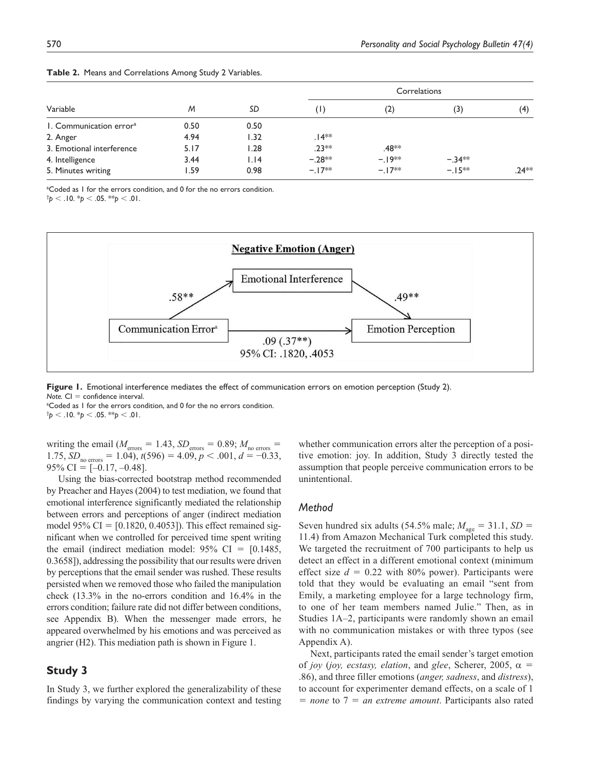**Table 2.** Means and Correlations Among Study 2 Variables.

| Variable | *M* | *SD* | Correlations (1) | (2) | (3) | (4) |
|---|---|---|---|---|---|---|
| 1. Communication error[a] | 0.50 | 0.50 | | | | |
| 2. Anger | 4.94 | 1.32 | .14** | | | |
| 3. Emotional interference | 5.17 | 1.28 | .23** | .48** | | |
| 4. Intelligence | 3.44 | 1.14 | −.28** | −.19** | −.34** | |
| 5. Minutes writing | 1.59 | 0.98 | −.17** | −.17** | −.15** | .24** |

[a]Coded as 1 for the errors condition, and 0 for the no errors condition.
†$p < .10$. *$p < .05$. **$p < .01$.

**Negative Emotion (Anger)**

Communication Error[a] → Emotional Interference: .58**
Emotional Interference → Emotion Perception: .49**
Communication Error[a] → Emotion Perception: .09 (.37**)
95% CI: .1820, .4053

**Figure 1.** Emotional interference mediates the effect of communication errors on emotion perception (Study 2).
*Note.* CI = confidence interval.
[a]Coded as 1 for the errors condition, and 0 for the no errors condition.
†$p < .10$. *$p < .05$. **$p < .01$.

writing the email ($M_{\text{errors}} = 1.43$, $SD_{\text{errors}} = 0.89$; $M_{\text{no errors}} = 1.75$, $SD_{\text{no errors}} = 1.04$), $t(596) = 4.09$, $p < .001$, $d = -0.33$, 95% CI = [–0.17, –0.48].

Using the bias-corrected bootstrap method recommended by Preacher and Hayes (2004) to test mediation, we found that emotional interference significantly mediated the relationship between errors and perceptions of anger (indirect mediation model 95% CI = [0.1820, 0.4053]). This effect remained significant when we controlled for perceived time spent writing the email (indirect mediation model: 95% CI = [0.1485, 0.3658]), addressing the possibility that our results were driven by perceptions that the email sender was rushed. These results persisted when we removed those who failed the manipulation check (13.3% in the no-errors condition and 16.4% in the errors condition; failure rate did not differ between conditions, see Appendix B). When the messenger made errors, he appeared overwhelmed by his emotions and was perceived as angrier (H2). This mediation path is shown in Figure 1.

## Study 3

In Study 3, we further explored the generalizability of these findings by varying the communication context and testing whether communication errors alter the perception of a positive emotion: joy. In addition, Study 3 directly tested the assumption that people perceive communication errors to be unintentional.

### *Method*

Seven hundred six adults (54.5% male; $M_{\text{age}} = 31.1$, $SD = 11.4$) from Amazon Mechanical Turk completed this study. We targeted the recruitment of 700 participants to help us detect an effect in a different emotional context (minimum effect size $d = 0.22$ with 80% power). Participants were told that they would be evaluating an email "sent from Emily, a marketing employee for a large technology firm, to one of her team members named Julie." Then, as in Studies 1A–2, participants were randomly shown an email with no communication mistakes or with three typos (see Appendix A).

Next, participants rated the email sender's target emotion of *joy* (*joy, ecstasy, elation*, and *glee*, Scherer, 2005, $\alpha = .86$), and three filler emotions (*anger, sadness*, and *distress*), to account for experimenter demand effects, on a scale of 1 = *none* to 7 = *an extreme amount*. Participants also rated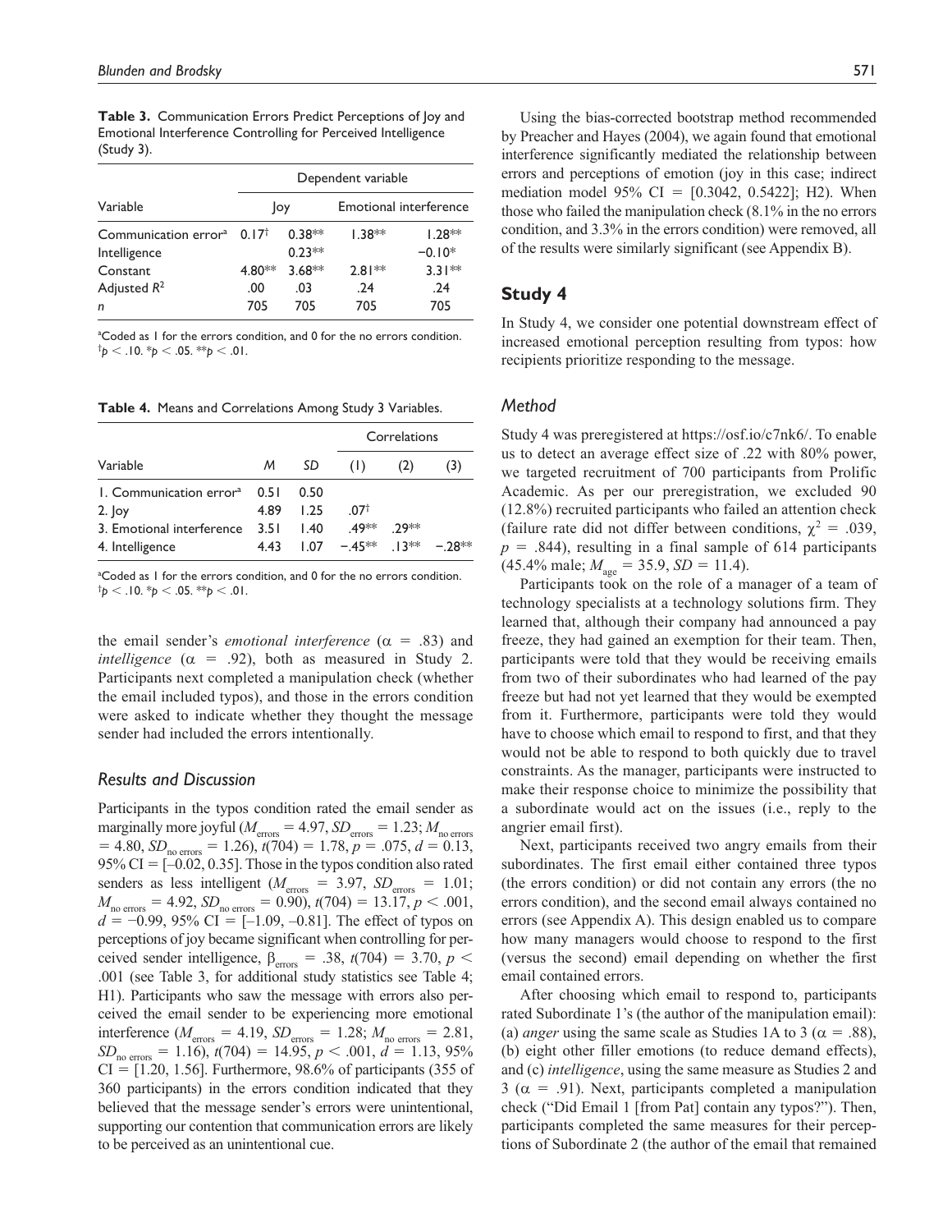**Table 3.** Communication Errors Predict Perceptions of Joy and Emotional Interference Controlling for Perceived Intelligence (Study 3).

| Variable | Dependent variable | | | |
|---|---|---|---|---|
| | Joy | | Emotional interference | |
| Communication error[a] | 0.17[†] | 0.38** | 1.38** | 1.28** |
| Intelligence | | 0.23** | | −0.10* |
| Constant | 4.80** | 3.68** | 2.81** | 3.31** |
| Adjusted $R^2$ | .00 | .03 | .24 | .24 |
| *n* | 705 | 705 | 705 | 705 |

[a]Coded as 1 for the errors condition, and 0 for the no errors condition.
[†]$p < .10$. *$p < .05$. **$p < .01$.

**Table 4.** Means and Correlations Among Study 3 Variables.

| Variable | *M* | *SD* | Correlations | | |
|---|---|---|---|---|---|
| | | | (1) | (2) | (3) |
| 1. Communication error[a] | 0.51 | 0.50 | | | |
| 2. Joy | 4.89 | 1.25 | .07[†] | | |
| 3. Emotional interference | 3.51 | 1.40 | .49** | .29** | |
| 4. Intelligence | 4.43 | 1.07 | −.45** | .13** | −.28** |

[a]Coded as 1 for the errors condition, and 0 for the no errors condition.
[†]$p < .10$. *$p < .05$. **$p < .01$.

the email sender's *emotional interference* ($\alpha$ = .83) and *intelligence* ($\alpha$ = .92), both as measured in Study 2. Participants next completed a manipulation check (whether the email included typos), and those in the errors condition were asked to indicate whether they thought the message sender had included the errors intentionally.

### Results and Discussion

Participants in the typos condition rated the email sender as marginally more joyful ($M_{errors}$ = 4.97, $SD_{errors}$ = 1.23; $M_{no\ errors}$ = 4.80, $SD_{no\ errors}$ = 1.26), $t(704)$ = 1.78, $p$ = .075, $d$ = 0.13, 95% CI = [–0.02, 0.35]. Those in the typos condition also rated senders as less intelligent ($M_{errors}$ = 3.97, $SD_{errors}$ = 1.01; $M_{no\ errors}$ = 4.92, $SD_{no\ errors}$ = 0.90), $t(704)$ = 13.17, $p < .001$, $d$ = −0.99, 95% CI = [–1.09, –0.81]. The effect of typos on perceptions of joy became significant when controlling for perceived sender intelligence, $\beta_{errors}$ = .38, $t(704)$ = 3.70, $p <$ .001 (see Table 3, for additional study statistics see Table 4; H1). Participants who saw the message with errors also perceived the email sender to be experiencing more emotional interference ($M_{errors}$ = 4.19, $SD_{errors}$ = 1.28; $M_{no\ errors}$ = 2.81, $SD_{no\ errors}$ = 1.16), $t(704)$ = 14.95, $p < .001$, $d$ = 1.13, 95% CI = [1.20, 1.56]. Furthermore, 98.6% of participants (355 of 360 participants) in the errors condition indicated that they believed that the message sender's errors were unintentional, supporting our contention that communication errors are likely to be perceived as an unintentional cue.

Using the bias-corrected bootstrap method recommended by Preacher and Hayes (2004), we again found that emotional interference significantly mediated the relationship between errors and perceptions of emotion (joy in this case; indirect mediation model 95% CI = [0.3042, 0.5422]; H2). When those who failed the manipulation check (8.1% in the no errors condition, and 3.3% in the errors condition) were removed, all of the results were similarly significant (see Appendix B).

## Study 4

In Study 4, we consider one potential downstream effect of increased emotional perception resulting from typos: how recipients prioritize responding to the message.

### Method

Study 4 was preregistered at https://osf.io/c7nk6/. To enable us to detect an average effect size of .22 with 80% power, we targeted recruitment of 700 participants from Prolific Academic. As per our preregistration, we excluded 90 (12.8%) recruited participants who failed an attention check (failure rate did not differ between conditions, $\chi^2$ = .039, $p$ = .844), resulting in a final sample of 614 participants (45.4% male; $M_{age}$ = 35.9, $SD$ = 11.4).

Participants took on the role of a manager of a team of technology specialists at a technology solutions firm. They learned that, although their company had announced a pay freeze, they had gained an exemption for their team. Then, participants were told that they would be receiving emails from two of their subordinates who had learned of the pay freeze but had not yet learned that they would be exempted from it. Furthermore, participants were told they would have to choose which email to respond to first, and that they would not be able to respond to both quickly due to travel constraints. As the manager, participants were instructed to make their response choice to minimize the possibility that a subordinate would act on the issues (i.e., reply to the angrier email first).

Next, participants received two angry emails from their subordinates. The first email either contained three typos (the errors condition) or did not contain any errors (the no errors condition), and the second email always contained no errors (see Appendix A). This design enabled us to compare how many managers would choose to respond to the first (versus the second) email depending on whether the first email contained errors.

After choosing which email to respond to, participants rated Subordinate 1's (the author of the manipulation email): (a) *anger* using the same scale as Studies 1A to 3 ($\alpha$ = .88), (b) eight other filler emotions (to reduce demand effects), and (c) *intelligence*, using the same measure as Studies 2 and 3 ($\alpha$ = .91). Next, participants completed a manipulation check ("Did Email 1 [from Pat] contain any typos?"). Then, participants completed the same measures for their perceptions of Subordinate 2 (the author of the email that remained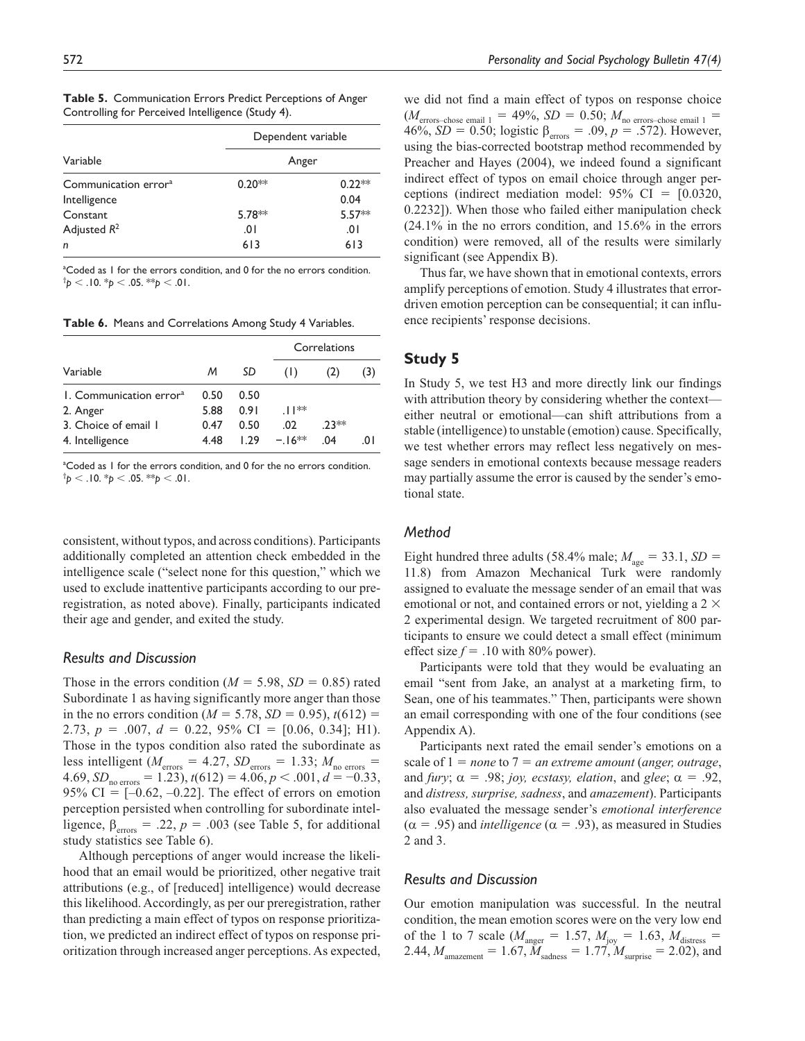**Table 5.** Communication Errors Predict Perceptions of Anger Controlling for Perceived Intelligence (Study 4).

| Variable | Dependent variable | |
|---|---|---|
| | Anger | |
| Communication error[a] | 0.20** | 0.22** |
| Intelligence | | 0.04 |
| Constant | 5.78** | 5.57** |
| Adjusted $R^2$ | .01 | .01 |
| $n$ | 613 | 613 |

[a]Coded as 1 for the errors condition, and 0 for the no errors condition.
$^{\dagger}p < .10$. $^{*}p < .05$. $^{**}p < .01$.

**Table 6.** Means and Correlations Among Study 4 Variables.

| Variable | M | SD | Correlations (1) | (2) | (3) |
|---|---|---|---|---|---|
| 1. Communication error[a] | 0.50 | 0.50 | | | |
| 2. Anger | 5.88 | 0.91 | .11** | | |
| 3. Choice of email 1 | 0.47 | 0.50 | .02 | .23** | |
| 4. Intelligence | 4.48 | 1.29 | −.16** | .04 | .01 |

[a]Coded as 1 for the errors condition, and 0 for the no errors condition.
$^{\dagger}p < .10$. $^{*}p < .05$. $^{**}p < .01$.

consistent, without typos, and across conditions). Participants additionally completed an attention check embedded in the intelligence scale ("select none for this question," which we used to exclude inattentive participants according to our preregistration, as noted above). Finally, participants indicated their age and gender, and exited the study.

### Results and Discussion

Those in the errors condition ($M = 5.98$, $SD = 0.85$) rated Subordinate 1 as having significantly more anger than those in the no errors condition ($M = 5.78$, $SD = 0.95$), $t(612) = 2.73$, $p = .007$, $d = 0.22$, 95% CI = [0.06, 0.34]; H1). Those in the typos condition also rated the subordinate as less intelligent ($M_{errors} = 4.27$, $SD_{errors} = 1.33$; $M_{no\ errors} = 4.69$, $SD_{no\ errors} = 1.23$), $t(612) = 4.06$, $p < .001$, $d = -0.33$, 95% CI = [–0.62, –0.22]. The effect of errors on emotion perception persisted when controlling for subordinate intelligence, $\beta_{errors} = .22$, $p = .003$ (see Table 5, for additional study statistics see Table 6).

Although perceptions of anger would increase the likelihood that an email would be prioritized, other negative trait attributions (e.g., of [reduced] intelligence) would decrease this likelihood. Accordingly, as per our preregistration, rather than predicting a main effect of typos on response prioritization, we predicted an indirect effect of typos on response prioritization through increased anger perceptions. As expected, we did not find a main effect of typos on response choice ($M_{errors\text{–}chose\ email\ 1} = 49\%$, $SD = 0.50$; $M_{no\ errors\text{–}chose\ email\ 1} = 46\%$, $SD = 0.50$; logistic $\beta_{errors} = .09$, $p = .572$). However, using the bias-corrected bootstrap method recommended by Preacher and Hayes (2004), we indeed found a significant indirect effect of typos on email choice through anger perceptions (indirect mediation model: 95% CI = [0.0320, 0.2232]). When those who failed either manipulation check (24.1% in the no errors condition, and 15.6% in the errors condition) were removed, all of the results were similarly significant (see Appendix B).

Thus far, we have shown that in emotional contexts, errors amplify perceptions of emotion. Study 4 illustrates that error-driven emotion perception can be consequential; it can influence recipients' response decisions.

## Study 5

In Study 5, we test H3 and more directly link our findings with attribution theory by considering whether the context—either neutral or emotional—can shift attributions from a stable (intelligence) to unstable (emotion) cause. Specifically, we test whether errors may reflect less negatively on message senders in emotional contexts because message readers may partially assume the error is caused by the sender's emotional state.

### Method

Eight hundred three adults (58.4% male; $M_{age} = 33.1$, $SD = 11.8$) from Amazon Mechanical Turk were randomly assigned to evaluate the message sender of an email that was emotional or not, and contained errors or not, yielding a 2 × 2 experimental design. We targeted recruitment of 800 participants to ensure we could detect a small effect (minimum effect size $f = .10$ with 80% power).

Participants were told that they would be evaluating an email "sent from Jake, an analyst at a marketing firm, to Sean, one of his teammates." Then, participants were shown an email corresponding with one of the four conditions (see Appendix A).

Participants next rated the email sender's emotions on a scale of 1 = *none* to 7 = *an extreme amount* (*anger, outrage*, and *fury*; $\alpha = .98$; *joy, ecstasy, elation*, and *glee*; $\alpha = .92$, and *distress, surprise, sadness*, and *amazement*). Participants also evaluated the message sender's *emotional interference* ($\alpha = .95$) and *intelligence* ($\alpha = .93$), as measured in Studies 2 and 3.

### Results and Discussion

Our emotion manipulation was successful. In the neutral condition, the mean emotion scores were on the very low end of the 1 to 7 scale ($M_{anger} = 1.57$, $M_{joy} = 1.63$, $M_{distress} = 2.44$, $M_{amazement} = 1.67$, $M_{sadness} = 1.77$, $M_{surprise} = 2.02$), and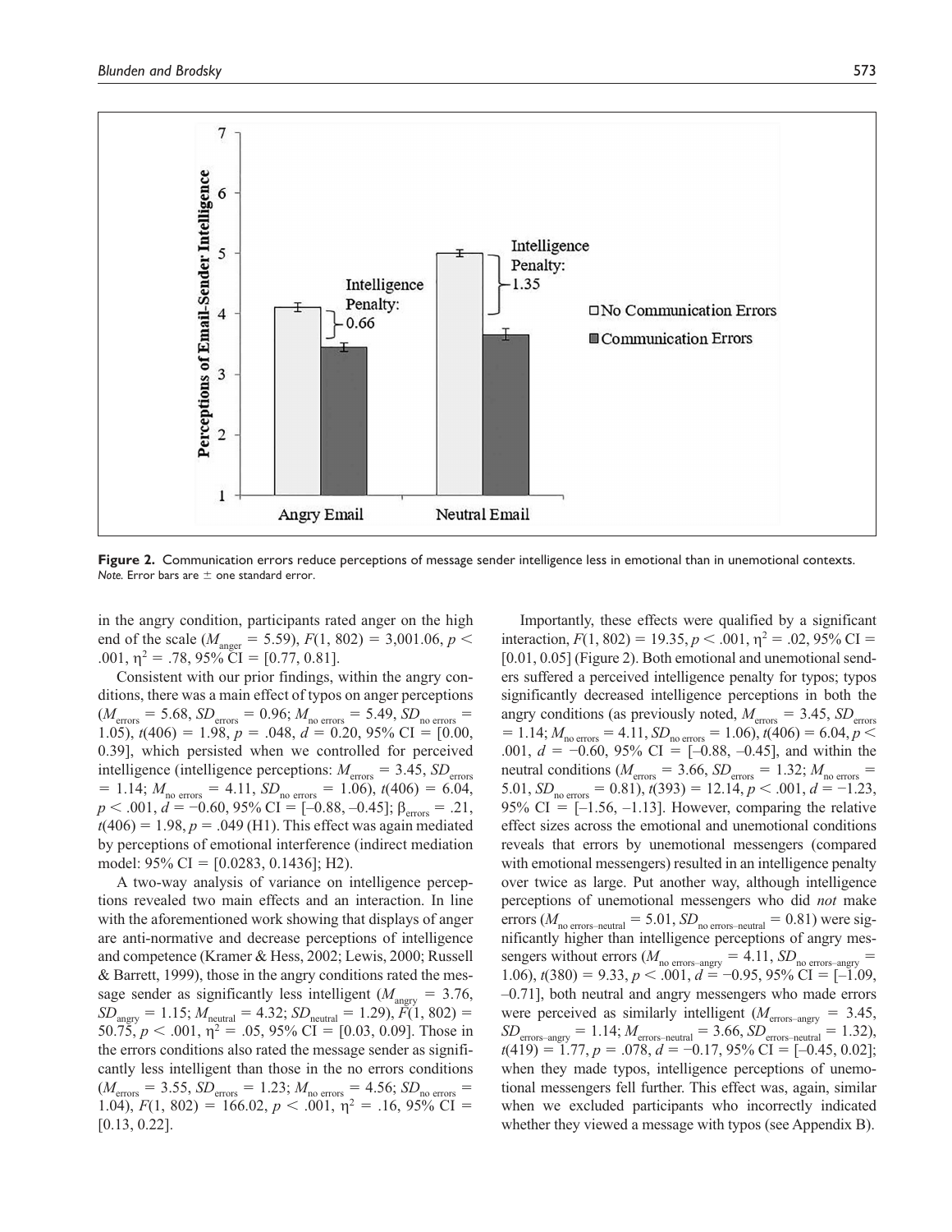**Figure 2.** Communication errors reduce perceptions of message sender intelligence less in emotional than in unemotional contexts.
*Note.* Error bars are ± one standard error.

in the angry condition, participants rated anger on the high end of the scale ($M_{anger}$ = 5.59), $F(1, 802)$ = 3,001.06, $p$ < .001, $\eta^2$ = .78, 95% CI = [0.77, 0.81].

Consistent with our prior findings, within the angry conditions, there was a main effect of typos on anger perceptions ($M_{errors}$ = 5.68, $SD_{errors}$ = 0.96; $M_{no\ errors}$ = 5.49, $SD_{no\ errors}$ = 1.05), $t(406)$ = 1.98, $p$ = .048, $d$ = 0.20, 95% CI = [0.00, 0.39], which persisted when we controlled for perceived intelligence (intelligence perceptions: $M_{errors}$ = 3.45, $SD_{errors}$ = 1.14; $M_{no\ errors}$ = 4.11, $SD_{no\ errors}$ = 1.06), $t(406)$ = 6.04, $p$ < .001, $d$ = −0.60, 95% CI = [−0.88, −0.45]; $\beta_{errors}$ = .21, $t(406)$ = 1.98, $p$ = .049 (H1). This effect was again mediated by perceptions of emotional interference (indirect mediation model: 95% CI = [0.0283, 0.1436]; H2).

A two-way analysis of variance on intelligence perceptions revealed two main effects and an interaction. In line with the aforementioned work showing that displays of anger are anti-normative and decrease perceptions of intelligence and competence (Kramer & Hess, 2002; Lewis, 2000; Russell & Barrett, 1999), those in the angry conditions rated the message sender as significantly less intelligent ($M_{angry}$ = 3.76, $SD_{angry}$ = 1.15; $M_{neutral}$ = 4.32; $SD_{neutral}$ = 1.29), $F(1, 802)$ = 50.75, $p$ < .001, $\eta^2$ = .05, 95% CI = [0.03, 0.09]. Those in the errors conditions also rated the message sender as significantly less intelligent than those in the no errors conditions ($M_{errors}$ = 3.55, $SD_{errors}$ = 1.23; $M_{no\ errors}$ = 4.56; $SD_{no\ errors}$ = 1.04), $F(1, 802)$ = 166.02, $p$ < .001, $\eta^2$ = .16, 95% CI = [0.13, 0.22].

Importantly, these effects were qualified by a significant interaction, $F(1, 802)$ = 19.35, $p$ < .001, $\eta^2$ = .02, 95% CI = [0.01, 0.05] (Figure 2). Both emotional and unemotional senders suffered a perceived intelligence penalty for typos; typos significantly decreased intelligence perceptions in both the angry conditions (as previously noted, $M_{errors}$ = 3.45, $SD_{errors}$ = 1.14; $M_{no\ errors}$ = 4.11, $SD_{no\ errors}$ = 1.06), $t(406)$ = 6.04, $p$ < .001, $d$ = −0.60, 95% CI = [−0.88, −0.45], and within the neutral conditions ($M_{errors}$ = 3.66, $SD_{errors}$ = 1.32; $M_{no\ errors}$ = 5.01, $SD_{no\ errors}$ = 0.81), $t(393)$ = 12.14, $p$ < .001, $d$ = −1.23, 95% CI = [−1.56, −1.13]. However, comparing the relative effect sizes across the emotional and unemotional conditions reveals that errors by unemotional messengers (compared with emotional messengers) resulted in an intelligence penalty over twice as large. Put another way, although intelligence perceptions of unemotional messengers who did *not* make errors ($M_{no\ errors–neutral}$ = 5.01, $SD_{no\ errors–neutral}$ = 0.81) were significantly higher than intelligence perceptions of angry messengers without errors ($M_{no\ errors–angry}$ = 4.11, $SD_{no\ errors–angry}$ = 1.06), $t(380)$ = 9.33, $p$ < .001, $d$ = −0.95, 95% CI = [−1.09, −0.71], both neutral and angry messengers who made errors were perceived as similarly intelligent ($M_{errors–angry}$ = 3.45, $SD_{errors–angry}$ = 1.14; $M_{errors–neutral}$ = 3.66, $SD_{errors–neutral}$ = 1.32), $t(419)$ = 1.77, $p$ = .078, $d$ = −0.17, 95% CI = [−0.45, 0.02]; when they made typos, intelligence perceptions of unemotional messengers fell further. This effect was, again, similar when we excluded participants who incorrectly indicated whether they viewed a message with typos (see Appendix B).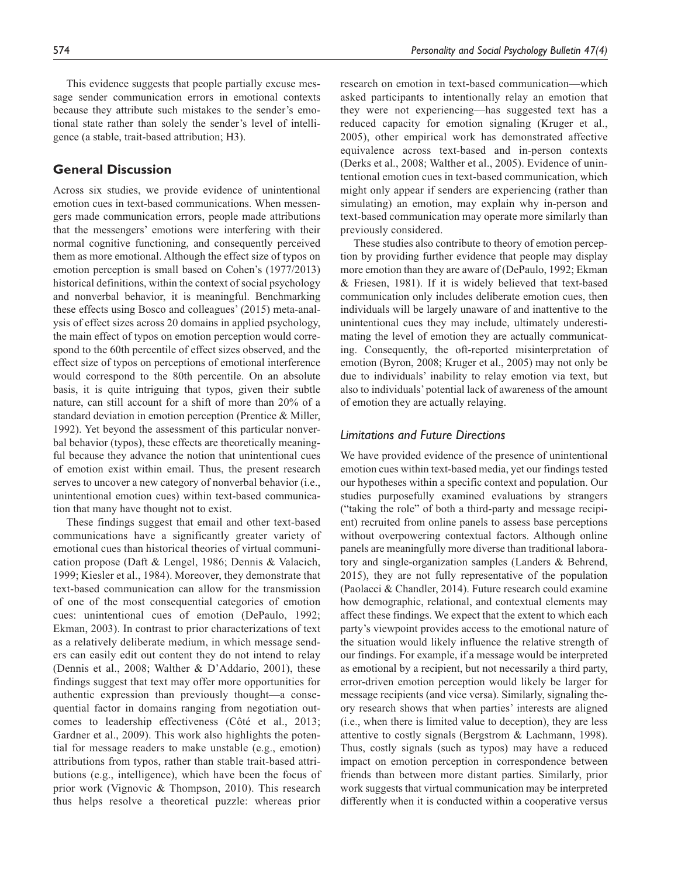This evidence suggests that people partially excuse message sender communication errors in emotional contexts because they attribute such mistakes to the sender's emotional state rather than solely the sender's level of intelligence (a stable, trait-based attribution; H3).

## General Discussion

Across six studies, we provide evidence of unintentional emotion cues in text-based communications. When messengers made communication errors, people made attributions that the messengers' emotions were interfering with their normal cognitive functioning, and consequently perceived them as more emotional. Although the effect size of typos on emotion perception is small based on Cohen's (1977/2013) historical definitions, within the context of social psychology and nonverbal behavior, it is meaningful. Benchmarking these effects using Bosco and colleagues' (2015) meta-analysis of effect sizes across 20 domains in applied psychology, the main effect of typos on emotion perception would correspond to the 60th percentile of effect sizes observed, and the effect size of typos on perceptions of emotional interference would correspond to the 80th percentile. On an absolute basis, it is quite intriguing that typos, given their subtle nature, can still account for a shift of more than 20% of a standard deviation in emotion perception (Prentice & Miller, 1992). Yet beyond the assessment of this particular nonverbal behavior (typos), these effects are theoretically meaningful because they advance the notion that unintentional cues of emotion exist within email. Thus, the present research serves to uncover a new category of nonverbal behavior (i.e., unintentional emotion cues) within text-based communication that many have thought not to exist.

These findings suggest that email and other text-based communications have a significantly greater variety of emotional cues than historical theories of virtual communication propose (Daft & Lengel, 1986; Dennis & Valacich, 1999; Kiesler et al., 1984). Moreover, they demonstrate that text-based communication can allow for the transmission of one of the most consequential categories of emotion cues: unintentional cues of emotion (DePaulo, 1992; Ekman, 2003). In contrast to prior characterizations of text as a relatively deliberate medium, in which message senders can easily edit out content they do not intend to relay (Dennis et al., 2008; Walther & D'Addario, 2001), these findings suggest that text may offer more opportunities for authentic expression than previously thought—a consequential factor in domains ranging from negotiation outcomes to leadership effectiveness (Côté et al., 2013; Gardner et al., 2009). This work also highlights the potential for message readers to make unstable (e.g., emotion) attributions from typos, rather than stable trait-based attributions (e.g., intelligence), which have been the focus of prior work (Vignovic & Thompson, 2010). This research thus helps resolve a theoretical puzzle: whereas prior research on emotion in text-based communication—which asked participants to intentionally relay an emotion that they were not experiencing—has suggested text has a reduced capacity for emotion signaling (Kruger et al., 2005), other empirical work has demonstrated affective equivalence across text-based and in-person contexts (Derks et al., 2008; Walther et al., 2005). Evidence of unintentional emotion cues in text-based communication, which might only appear if senders are experiencing (rather than simulating) an emotion, may explain why in-person and text-based communication may operate more similarly than previously considered.

These studies also contribute to theory of emotion perception by providing further evidence that people may display more emotion than they are aware of (DePaulo, 1992; Ekman & Friesen, 1981). If it is widely believed that text-based communication only includes deliberate emotion cues, then individuals will be largely unaware of and inattentive to the unintentional cues they may include, ultimately underestimating the level of emotion they are actually communicating. Consequently, the oft-reported misinterpretation of emotion (Byron, 2008; Kruger et al., 2005) may not only be due to individuals' inability to relay emotion via text, but also to individuals' potential lack of awareness of the amount of emotion they are actually relaying.

### *Limitations and Future Directions*

We have provided evidence of the presence of unintentional emotion cues within text-based media, yet our findings tested our hypotheses within a specific context and population. Our studies purposefully examined evaluations by strangers ("taking the role" of both a third-party and message recipient) recruited from online panels to assess base perceptions without overpowering contextual factors. Although online panels are meaningfully more diverse than traditional laboratory and single-organization samples (Landers & Behrend, 2015), they are not fully representative of the population (Paolacci & Chandler, 2014). Future research could examine how demographic, relational, and contextual elements may affect these findings. We expect that the extent to which each party's viewpoint provides access to the emotional nature of the situation would likely influence the relative strength of our findings. For example, if a message would be interpreted as emotional by a recipient, but not necessarily a third party, error-driven emotion perception would likely be larger for message recipients (and vice versa). Similarly, signaling theory research shows that when parties' interests are aligned (i.e., when there is limited value to deception), they are less attentive to costly signals (Bergstrom & Lachmann, 1998). Thus, costly signals (such as typos) may have a reduced impact on emotion perception in correspondence between friends than between more distant parties. Similarly, prior work suggests that virtual communication may be interpreted differently when it is conducted within a cooperative versus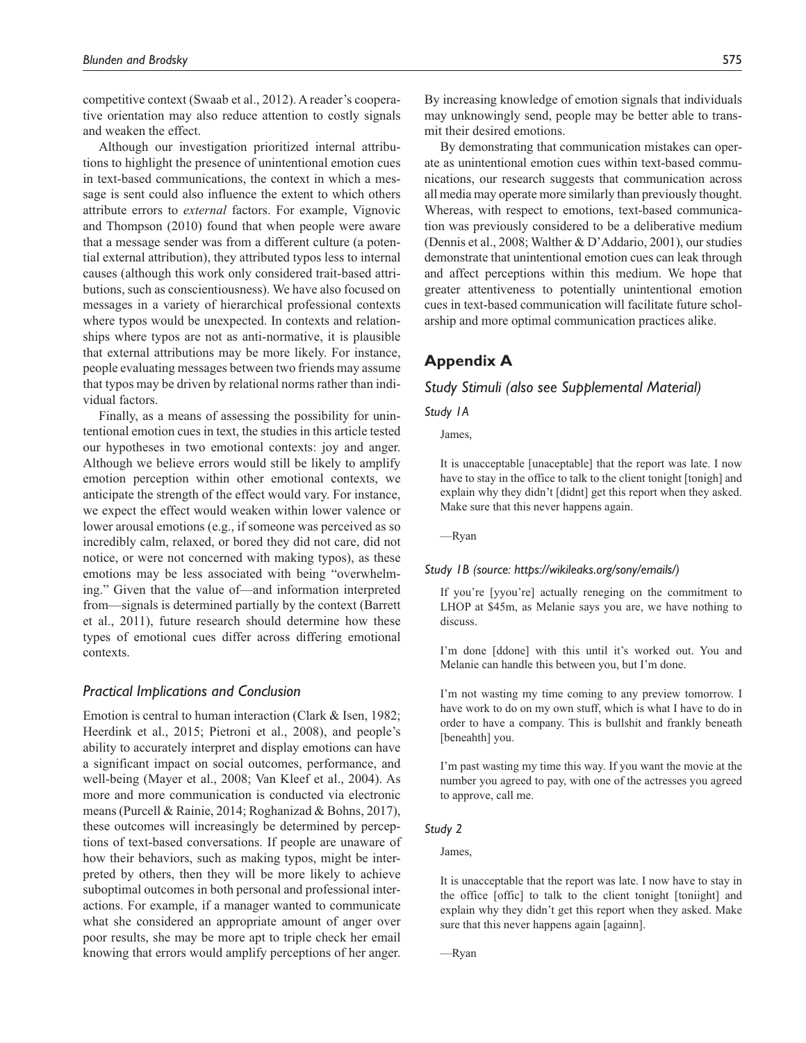competitive context (Swaab et al., 2012). A reader's cooperative orientation may also reduce attention to costly signals and weaken the effect.

Although our investigation prioritized internal attributions to highlight the presence of unintentional emotion cues in text-based communications, the context in which a message is sent could also influence the extent to which others attribute errors to *external* factors. For example, Vignovic and Thompson (2010) found that when people were aware that a message sender was from a different culture (a potential external attribution), they attributed typos less to internal causes (although this work only considered trait-based attributions, such as conscientiousness). We have also focused on messages in a variety of hierarchical professional contexts where typos would be unexpected. In contexts and relationships where typos are not as anti-normative, it is plausible that external attributions may be more likely. For instance, people evaluating messages between two friends may assume that typos may be driven by relational norms rather than individual factors.

Finally, as a means of assessing the possibility for unintentional emotion cues in text, the studies in this article tested our hypotheses in two emotional contexts: joy and anger. Although we believe errors would still be likely to amplify emotion perception within other emotional contexts, we anticipate the strength of the effect would vary. For instance, we expect the effect would weaken within lower valence or lower arousal emotions (e.g., if someone was perceived as so incredibly calm, relaxed, or bored they did not care, did not notice, or were not concerned with making typos), as these emotions may be less associated with being "overwhelming." Given that the value of—and information interpreted from—signals is determined partially by the context (Barrett et al., 2011), future research should determine how these types of emotional cues differ across differing emotional contexts.

### *Practical Implications and Conclusion*

Emotion is central to human interaction (Clark & Isen, 1982; Heerdink et al., 2015; Pietroni et al., 2008), and people's ability to accurately interpret and display emotions can have a significant impact on social outcomes, performance, and well-being (Mayer et al., 2008; Van Kleef et al., 2004). As more and more communication is conducted via electronic means (Purcell & Rainie, 2014; Roghanizad & Bohns, 2017), these outcomes will increasingly be determined by perceptions of text-based conversations. If people are unaware of how their behaviors, such as making typos, might be interpreted by others, then they will be more likely to achieve suboptimal outcomes in both personal and professional interactions. For example, if a manager wanted to communicate what she considered an appropriate amount of anger over poor results, she may be more apt to triple check her email knowing that errors would amplify perceptions of her anger. By increasing knowledge of emotion signals that individuals may unknowingly send, people may be better able to transmit their desired emotions.

By demonstrating that communication mistakes can operate as unintentional emotion cues within text-based communications, our research suggests that communication across all media may operate more similarly than previously thought. Whereas, with respect to emotions, text-based communication was previously considered to be a deliberative medium (Dennis et al., 2008; Walther & D'Addario, 2001), our studies demonstrate that unintentional emotion cues can leak through and affect perceptions within this medium. We hope that greater attentiveness to potentially unintentional emotion cues in text-based communication will facilitate future scholarship and more optimal communication practices alike.

## Appendix A

### *Study Stimuli (also see Supplemental Material)*

#### *Study 1A*

James,

It is unacceptable [unaceptable] that the report was late. I now have to stay in the office to talk to the client tonight [tonigh] and explain why they didn't [didnt] get this report when they asked. Make sure that this never happens again.

—Ryan

#### *Study 1B (source: https://wikileaks.org/sony/emails/)*

If you're [yyou're] actually reneging on the commitment to LHOP at $45m, as Melanie says you are, we have nothing to discuss.

I'm done [ddone] with this until it's worked out. You and Melanie can handle this between you, but I'm done.

I'm not wasting my time coming to any preview tomorrow. I have work to do on my own stuff, which is what I have to do in order to have a company. This is bullshit and frankly beneath [beneahth] you.

I'm past wasting my time this way. If you want the movie at the number you agreed to pay, with one of the actresses you agreed to approve, call me.

#### *Study 2*

James,

It is unacceptable that the report was late. I now have to stay in the office [offic] to talk to the client tonight [toniight] and explain why they didn't get this report when they asked. Make sure that this never happens again [againn].

—Ryan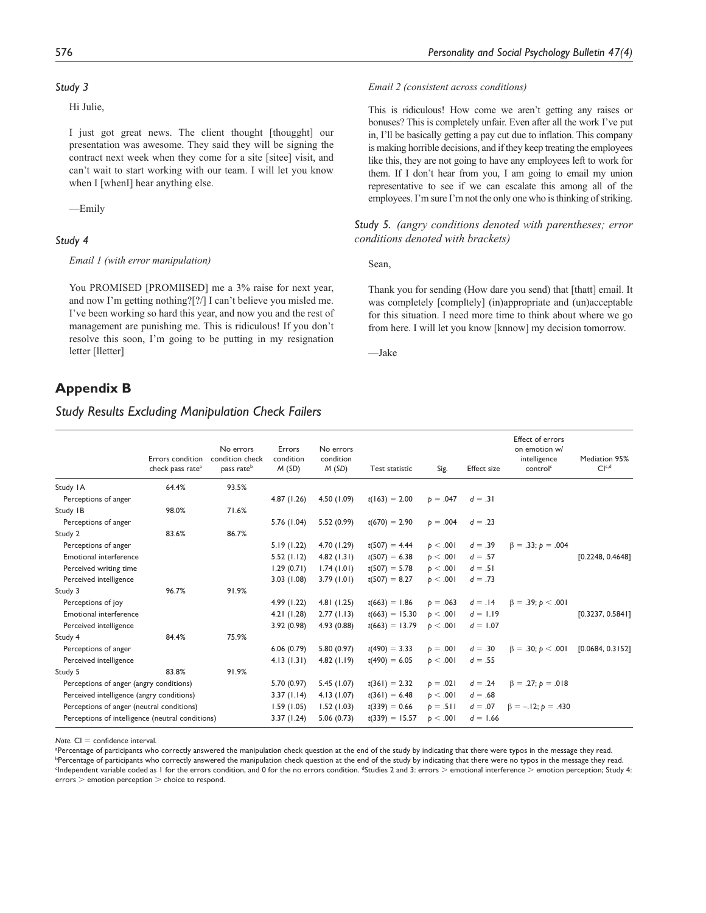*Study 3*

Hi Julie,

I just got great news. The client thought [thougght] our presentation was awesome. They said they will be signing the contract next week when they come for a site [sitee] visit, and can't wait to start working with our team. I will let you know when I [whenI] hear anything else.

—Emily

*Study 4*

*Email 1 (with error manipulation)*

You PROMISED [PROMIISED] me a 3% raise for next year, and now I'm getting nothing?[?/] I can't believe you misled me. I've been working so hard this year, and now you and the rest of management are punishing me. This is ridiculous! If you don't resolve this soon, I'm going to be putting in my resignation letter [lletter]

*Email 2 (consistent across conditions)*

This is ridiculous! How come we aren't getting any raises or bonuses? This is completely unfair. Even after all the work I've put in, I'll be basically getting a pay cut due to inflation. This company is making horrible decisions, and if they keep treating the employees like this, they are not going to have any employees left to work for them. If I don't hear from you, I am going to email my union representative to see if we can escalate this among all of the employees. I'm sure I'm not the only one who is thinking of striking.

*Study 5. (angry conditions denoted with parentheses; error conditions denoted with brackets)*

Sean,

Thank you for sending (How dare you send) that [thatt] email. It was completely [compltely] (in)appropriate and (un)acceptable for this situation. I need more time to think about where we go from here. I will let you know [knnow] my decision tomorrow.

—Jake

## Appendix B

### *Study Results Excluding Manipulation Check Failers*

| | Errors condition check pass rate[a] | No errors condition check pass rate[b] | Errors condition $M$ ($SD$) | No errors condition $M$ ($SD$) | Test statistic | Sig. | Effect size | Effect of errors on emotion w/ intelligence control[c] | Mediation 95% CI[c,d] |
|---|---|---|---|---|---|---|---|---|---|
| Study 1A | 64.4% | 93.5% | | | | | | | |
| Perceptions of anger | | | 4.87 (1.26) | 4.50 (1.09) | $t(163) = 2.00$ | $p = .047$ | $d = .31$ | | |
| Study 1B | 98.0% | 71.6% | | | | | | | |
| Perceptions of anger | | | 5.76 (1.04) | 5.52 (0.99) | $t(670) = 2.90$ | $p = .004$ | $d = .23$ | | |
| Study 2 | 83.6% | 86.7% | | | | | | | |
| Perceptions of anger | | | 5.19 (1.22) | 4.70 (1.29) | $t(507) = 4.44$ | $p < .001$ | $d = .39$ | $\beta = .33$; $p = .004$ | |
| Emotional interference | | | 5.52 (1.12) | 4.82 (1.31) | $t(507) = 6.38$ | $p < .001$ | $d = .57$ | | [0.2248, 0.4648] |
| Perceived writing time | | | 1.29 (0.71) | 1.74 (1.01) | $t(507) = 5.78$ | $p < .001$ | $d = .51$ | | |
| Perceived intelligence | | | 3.03 (1.08) | 3.79 (1.01) | $t(507) = 8.27$ | $p < .001$ | $d = .73$ | | |
| Study 3 | 96.7% | 91.9% | | | | | | | |
| Perceptions of joy | | | 4.99 (1.22) | 4.81 (1.25) | $t(663) = 1.86$ | $p = .063$ | $d = .14$ | $\beta = .39$; $p < .001$ | |
| Emotional interference | | | 4.21 (1.28) | 2.77 (1.13) | $t(663) = 15.30$ | $p < .001$ | $d = 1.19$ | | [0.3237, 0.5841] |
| Perceived intelligence | | | 3.92 (0.98) | 4.93 (0.88) | $t(663) = 13.79$ | $p < .001$ | $d = 1.07$ | | |
| Study 4 | 84.4% | 75.9% | | | | | | | |
| Perceptions of anger | | | 6.06 (0.79) | 5.80 (0.97) | $t(490) = 3.33$ | $p = .001$ | $d = .30$ | $\beta = .30$; $p < .001$ | [0.0684, 0.3152] |
| Perceived intelligence | | | 4.13 (1.31) | 4.82 (1.19) | $t(490) = 6.05$ | $p < .001$ | $d = .55$ | | |
| Study 5 | 83.8% | 91.9% | | | | | | | |
| Perceptions of anger (angry conditions) | | | 5.70 (0.97) | 5.45 (1.07) | $t(361) = 2.32$ | $p = .021$ | $d = .24$ | $\beta = .27$; $p = .018$ | |
| Perceived intelligence (angry conditions) | | | 3.37 (1.14) | 4.13 (1.07) | $t(361) = 6.48$ | $p < .001$ | $d = .68$ | | |
| Perceptions of anger (neutral conditions) | | | 1.59 (1.05) | 1.52 (1.03) | $t(339) = 0.66$ | $p = .511$ | $d = .07$ | $\beta = -.12$; $p = .430$ | |
| Perceptions of intelligence (neutral conditions) | | | 3.37 (1.24) | 5.06 (0.73) | $t(339) = 15.57$ | $p < .001$ | $d = 1.66$ | | |

*Note.* CI = confidence interval.

[a]Percentage of participants who correctly answered the manipulation check question at the end of the study by indicating that there were typos in the message they read.
[b]Percentage of participants who correctly answered the manipulation check question at the end of the study by indicating that there were no typos in the message they read.
[c]Independent variable coded as 1 for the errors condition, and 0 for the no errors condition. [d]Studies 2 and 3: errors > emotional interference > emotion perception; Study 4: errors > emotion perception > choice to respond.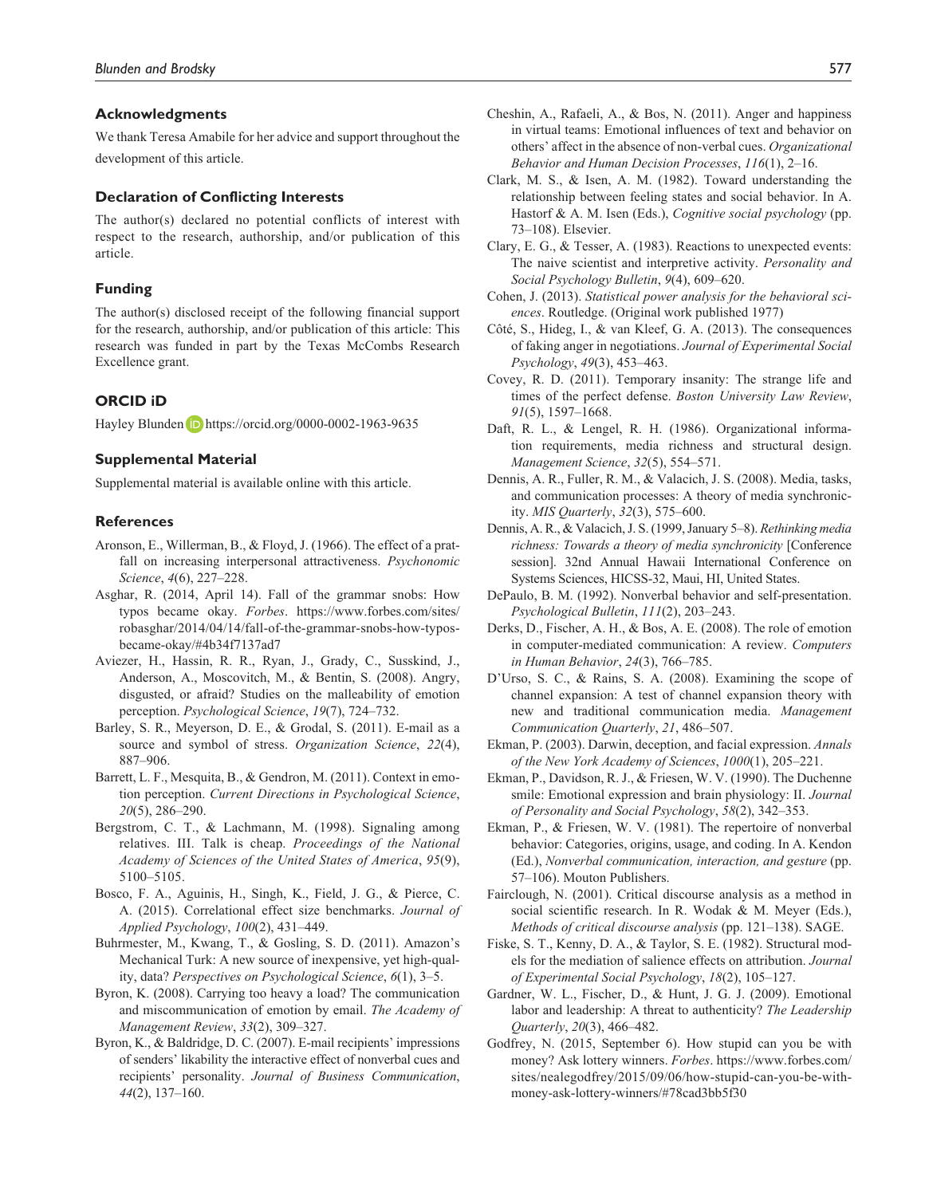## Acknowledgments

We thank Teresa Amabile for her advice and support throughout the development of this article.

## Declaration of Conflicting Interests

The author(s) declared no potential conflicts of interest with respect to the research, authorship, and/or publication of this article.

## Funding

The author(s) disclosed receipt of the following financial support for the research, authorship, and/or publication of this article: This research was funded in part by the Texas McCombs Research Excellence grant.

## ORCID iD

Hayley Blunden https://orcid.org/0000-0002-1963-9635

## Supplemental Material

Supplemental material is available online with this article.

## References

Aronson, E., Willerman, B., & Floyd, J. (1966). The effect of a pratfall on increasing interpersonal attractiveness. *Psychonomic Science*, *4*(6), 227–228.

Asghar, R. (2014, April 14). Fall of the grammar snobs: How typos became okay. *Forbes*. https://www.forbes.com/sites/robasghar/2014/04/14/fall-of-the-grammar-snobs-how-typos-became-okay/#4b34f7137ad7

Aviezer, H., Hassin, R. R., Ryan, J., Grady, C., Susskind, J., Anderson, A., Moscovitch, M., & Bentin, S. (2008). Angry, disgusted, or afraid? Studies on the malleability of emotion perception. *Psychological Science*, *19*(7), 724–732.

Barley, S. R., Meyerson, D. E., & Grodal, S. (2011). E-mail as a source and symbol of stress. *Organization Science*, *22*(4), 887–906.

Barrett, L. F., Mesquita, B., & Gendron, M. (2011). Context in emotion perception. *Current Directions in Psychological Science*, *20*(5), 286–290.

Bergstrom, C. T., & Lachmann, M. (1998). Signaling among relatives. III. Talk is cheap. *Proceedings of the National Academy of Sciences of the United States of America*, *95*(9), 5100–5105.

Bosco, F. A., Aguinis, H., Singh, K., Field, J. G., & Pierce, C. A. (2015). Correlational effect size benchmarks. *Journal of Applied Psychology*, *100*(2), 431–449.

Buhrmester, M., Kwang, T., & Gosling, S. D. (2011). Amazon's Mechanical Turk: A new source of inexpensive, yet high-quality, data? *Perspectives on Psychological Science*, *6*(1), 3–5.

Byron, K. (2008). Carrying too heavy a load? The communication and miscommunication of emotion by email. *The Academy of Management Review*, *33*(2), 309–327.

Byron, K., & Baldridge, D. C. (2007). E-mail recipients' impressions of senders' likability the interactive effect of nonverbal cues and recipients' personality. *Journal of Business Communication*, *44*(2), 137–160.

Cheshin, A., Rafaeli, A., & Bos, N. (2011). Anger and happiness in virtual teams: Emotional influences of text and behavior on others' affect in the absence of non-verbal cues. *Organizational Behavior and Human Decision Processes*, *116*(1), 2–16.

Clark, M. S., & Isen, A. M. (1982). Toward understanding the relationship between feeling states and social behavior. In A. Hastorf & A. M. Isen (Eds.), *Cognitive social psychology* (pp. 73–108). Elsevier.

Clary, E. G., & Tesser, A. (1983). Reactions to unexpected events: The naive scientist and interpretive activity. *Personality and Social Psychology Bulletin*, *9*(4), 609–620.

Cohen, J. (2013). *Statistical power analysis for the behavioral sciences*. Routledge. (Original work published 1977)

Côté, S., Hideg, I., & van Kleef, G. A. (2013). The consequences of faking anger in negotiations. *Journal of Experimental Social Psychology*, *49*(3), 453–463.

Covey, R. D. (2011). Temporary insanity: The strange life and times of the perfect defense. *Boston University Law Review*, *91*(5), 1597–1668.

Daft, R. L., & Lengel, R. H. (1986). Organizational information requirements, media richness and structural design. *Management Science*, *32*(5), 554–571.

Dennis, A. R., Fuller, R. M., & Valacich, J. S. (2008). Media, tasks, and communication processes: A theory of media synchronicity. *MIS Quarterly*, *32*(3), 575–600.

Dennis, A. R., & Valacich, J. S. (1999, January 5–8). *Rethinking media richness: Towards a theory of media synchronicity* [Conference session]. 32nd Annual Hawaii International Conference on Systems Sciences, HICSS-32, Maui, HI, United States.

DePaulo, B. M. (1992). Nonverbal behavior and self-presentation. *Psychological Bulletin*, *111*(2), 203–243.

Derks, D., Fischer, A. H., & Bos, A. E. (2008). The role of emotion in computer-mediated communication: A review. *Computers in Human Behavior*, *24*(3), 766–785.

D'Urso, S. C., & Rains, S. A. (2008). Examining the scope of channel expansion: A test of channel expansion theory with new and traditional communication media. *Management Communication Quarterly*, *21*, 486–507.

Ekman, P. (2003). Darwin, deception, and facial expression. *Annals of the New York Academy of Sciences*, *1000*(1), 205–221.

Ekman, P., Davidson, R. J., & Friesen, W. V. (1990). The Duchenne smile: Emotional expression and brain physiology: II. *Journal of Personality and Social Psychology*, *58*(2), 342–353.

Ekman, P., & Friesen, W. V. (1981). The repertoire of nonverbal behavior: Categories, origins, usage, and coding. In A. Kendon (Ed.), *Nonverbal communication, interaction, and gesture* (pp. 57–106). Mouton Publishers.

Fairclough, N. (2001). Critical discourse analysis as a method in social scientific research. In R. Wodak & M. Meyer (Eds.), *Methods of critical discourse analysis* (pp. 121–138). SAGE.

Fiske, S. T., Kenny, D. A., & Taylor, S. E. (1982). Structural models for the mediation of salience effects on attribution. *Journal of Experimental Social Psychology*, *18*(2), 105–127.

Gardner, W. L., Fischer, D., & Hunt, J. G. J. (2009). Emotional labor and leadership: A threat to authenticity? *The Leadership Quarterly*, *20*(3), 466–482.

Godfrey, N. (2015, September 6). How stupid can you be with money? Ask lottery winners. *Forbes*. https://www.forbes.com/sites/nealegodfrey/2015/09/06/how-stupid-can-you-be-with-money-ask-lottery-winners/#78cad3bb5f30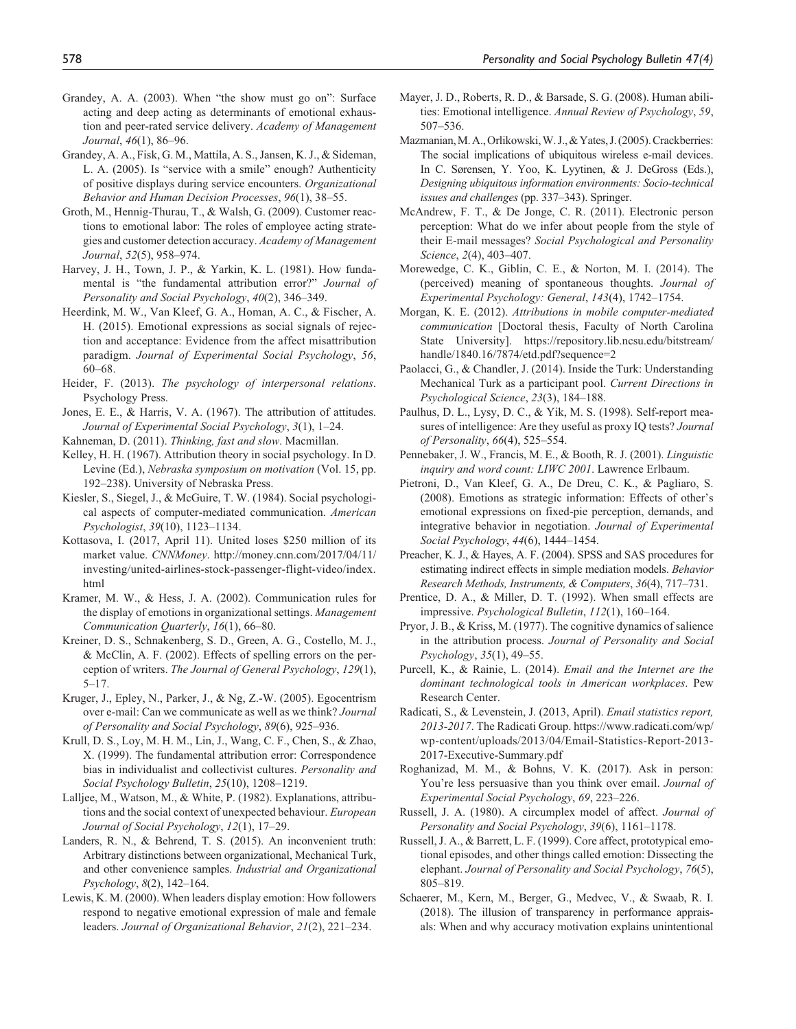Grandey, A. A. (2003). When "the show must go on": Surface acting and deep acting as determinants of emotional exhaustion and peer-rated service delivery. *Academy of Management Journal*, *46*(1), 86–96.

Grandey, A. A., Fisk, G. M., Mattila, A. S., Jansen, K. J., & Sideman, L. A. (2005). Is "service with a smile" enough? Authenticity of positive displays during service encounters. *Organizational Behavior and Human Decision Processes*, *96*(1), 38–55.

Groth, M., Hennig-Thurau, T., & Walsh, G. (2009). Customer reactions to emotional labor: The roles of employee acting strategies and customer detection accuracy. *Academy of Management Journal*, *52*(5), 958–974.

Harvey, J. H., Town, J. P., & Yarkin, K. L. (1981). How fundamental is "the fundamental attribution error?" *Journal of Personality and Social Psychology*, *40*(2), 346–349.

Heerdink, M. W., Van Kleef, G. A., Homan, A. C., & Fischer, A. H. (2015). Emotional expressions as social signals of rejection and acceptance: Evidence from the affect misattribution paradigm. *Journal of Experimental Social Psychology*, *56*, 60–68.

Heider, F. (2013). *The psychology of interpersonal relations*. Psychology Press.

Jones, E. E., & Harris, V. A. (1967). The attribution of attitudes. *Journal of Experimental Social Psychology*, *3*(1), 1–24.

Kahneman, D. (2011). *Thinking, fast and slow*. Macmillan.

Kelley, H. H. (1967). Attribution theory in social psychology. In D. Levine (Ed.), *Nebraska symposium on motivation* (Vol. 15, pp. 192–238). University of Nebraska Press.

Kiesler, S., Siegel, J., & McGuire, T. W. (1984). Social psychological aspects of computer-mediated communication. *American Psychologist*, *39*(10), 1123–1134.

Kottasova, I. (2017, April 11). United loses $250 million of its market value. *CNNMoney*. http://money.cnn.com/2017/04/11/investing/united-airlines-stock-passenger-flight-video/index.html

Kramer, M. W., & Hess, J. A. (2002). Communication rules for the display of emotions in organizational settings. *Management Communication Quarterly*, *16*(1), 66–80.

Kreiner, D. S., Schnakenberg, S. D., Green, A. G., Costello, M. J., & McClin, A. F. (2002). Effects of spelling errors on the perception of writers. *The Journal of General Psychology*, *129*(1), 5–17.

Kruger, J., Epley, N., Parker, J., & Ng, Z.-W. (2005). Egocentrism over e-mail: Can we communicate as well as we think? *Journal of Personality and Social Psychology*, *89*(6), 925–936.

Krull, D. S., Loy, M. H. M., Lin, J., Wang, C. F., Chen, S., & Zhao, X. (1999). The fundamental attribution error: Correspondence bias in individualist and collectivist cultures. *Personality and Social Psychology Bulletin*, *25*(10), 1208–1219.

Lalljee, M., Watson, M., & White, P. (1982). Explanations, attributions and the social context of unexpected behaviour. *European Journal of Social Psychology*, *12*(1), 17–29.

Landers, R. N., & Behrend, T. S. (2015). An inconvenient truth: Arbitrary distinctions between organizational, Mechanical Turk, and other convenience samples. *Industrial and Organizational Psychology*, *8*(2), 142–164.

Lewis, K. M. (2000). When leaders display emotion: How followers respond to negative emotional expression of male and female leaders. *Journal of Organizational Behavior*, *21*(2), 221–234.

Mayer, J. D., Roberts, R. D., & Barsade, S. G. (2008). Human abilities: Emotional intelligence. *Annual Review of Psychology*, *59*, 507–536.

Mazmanian, M. A., Orlikowski, W. J., & Yates, J. (2005). Crackberries: The social implications of ubiquitous wireless e-mail devices. In C. Sørensen, Y. Yoo, K. Lyytinen, & J. DeGross (Eds.), *Designing ubiquitous information environments: Socio-technical issues and challenges* (pp. 337–343). Springer.

McAndrew, F. T., & De Jonge, C. R. (2011). Electronic person perception: What do we infer about people from the style of their E-mail messages? *Social Psychological and Personality Science*, *2*(4), 403–407.

Morewedge, C. K., Giblin, C. E., & Norton, M. I. (2014). The (perceived) meaning of spontaneous thoughts. *Journal of Experimental Psychology: General*, *143*(4), 1742–1754.

Morgan, K. E. (2012). *Attributions in mobile computer-mediated communication* [Doctoral thesis, Faculty of North Carolina State University]. https://repository.lib.ncsu.edu/bitstream/handle/1840.16/7874/etd.pdf?sequence=2

Paolacci, G., & Chandler, J. (2014). Inside the Turk: Understanding Mechanical Turk as a participant pool. *Current Directions in Psychological Science*, *23*(3), 184–188.

Paulhus, D. L., Lysy, D. C., & Yik, M. S. (1998). Self-report measures of intelligence: Are they useful as proxy IQ tests? *Journal of Personality*, *66*(4), 525–554.

Pennebaker, J. W., Francis, M. E., & Booth, R. J. (2001). *Linguistic inquiry and word count: LIWC 2001*. Lawrence Erlbaum.

Pietroni, D., Van Kleef, G. A., De Dreu, C. K., & Pagliaro, S. (2008). Emotions as strategic information: Effects of other's emotional expressions on fixed-pie perception, demands, and integrative behavior in negotiation. *Journal of Experimental Social Psychology*, *44*(6), 1444–1454.

Preacher, K. J., & Hayes, A. F. (2004). SPSS and SAS procedures for estimating indirect effects in simple mediation models. *Behavior Research Methods, Instruments, & Computers*, *36*(4), 717–731.

Prentice, D. A., & Miller, D. T. (1992). When small effects are impressive. *Psychological Bulletin*, *112*(1), 160–164.

Pryor, J. B., & Kriss, M. (1977). The cognitive dynamics of salience in the attribution process. *Journal of Personality and Social Psychology*, *35*(1), 49–55.

Purcell, K., & Rainie, L. (2014). *Email and the Internet are the dominant technological tools in American workplaces*. Pew Research Center.

Radicati, S., & Levenstein, J. (2013, April). *Email statistics report, 2013-2017*. The Radicati Group. https://www.radicati.com/wp/wp-content/uploads/2013/04/Email-Statistics-Report-2013-2017-Executive-Summary.pdf

Roghanizad, M. M., & Bohns, V. K. (2017). Ask in person: You're less persuasive than you think over email. *Journal of Experimental Social Psychology*, *69*, 223–226.

Russell, J. A. (1980). A circumplex model of affect. *Journal of Personality and Social Psychology*, *39*(6), 1161–1178.

Russell, J. A., & Barrett, L. F. (1999). Core affect, prototypical emotional episodes, and other things called emotion: Dissecting the elephant. *Journal of Personality and Social Psychology*, *76*(5), 805–819.

Schaerer, M., Kern, M., Berger, G., Medvec, V., & Swaab, R. I. (2018). The illusion of transparency in performance appraisals: When and why accuracy motivation explains unintentional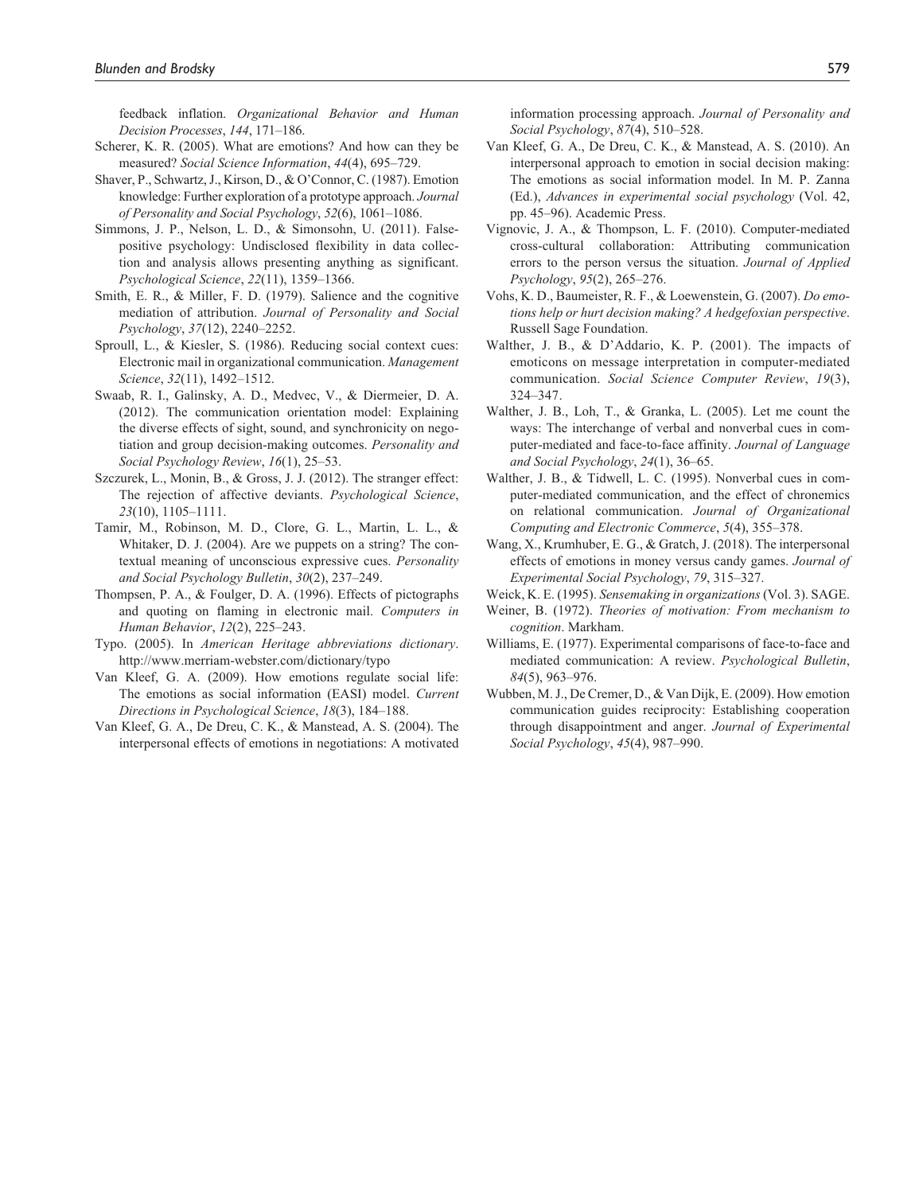feedback inflation. *Organizational Behavior and Human Decision Processes*, *144*, 171–186.

Scherer, K. R. (2005). What are emotions? And how can they be measured? *Social Science Information*, *44*(4), 695–729.

Shaver, P., Schwartz, J., Kirson, D., & O'Connor, C. (1987). Emotion knowledge: Further exploration of a prototype approach. *Journal of Personality and Social Psychology*, *52*(6), 1061–1086.

Simmons, J. P., Nelson, L. D., & Simonsohn, U. (2011). False-positive psychology: Undisclosed flexibility in data collection and analysis allows presenting anything as significant. *Psychological Science*, *22*(11), 1359–1366.

Smith, E. R., & Miller, F. D. (1979). Salience and the cognitive mediation of attribution. *Journal of Personality and Social Psychology*, *37*(12), 2240–2252.

Sproull, L., & Kiesler, S. (1986). Reducing social context cues: Electronic mail in organizational communication. *Management Science*, *32*(11), 1492–1512.

Swaab, R. I., Galinsky, A. D., Medvec, V., & Diermeier, D. A. (2012). The communication orientation model: Explaining the diverse effects of sight, sound, and synchronicity on negotiation and group decision-making outcomes. *Personality and Social Psychology Review*, *16*(1), 25–53.

Szczurek, L., Monin, B., & Gross, J. J. (2012). The stranger effect: The rejection of affective deviants. *Psychological Science*, *23*(10), 1105–1111.

Tamir, M., Robinson, M. D., Clore, G. L., Martin, L. L., & Whitaker, D. J. (2004). Are we puppets on a string? The contextual meaning of unconscious expressive cues. *Personality and Social Psychology Bulletin*, *30*(2), 237–249.

Thompsen, P. A., & Foulger, D. A. (1996). Effects of pictographs and quoting on flaming in electronic mail. *Computers in Human Behavior*, *12*(2), 225–243.

Typo. (2005). In *American Heritage abbreviations dictionary*. http://www.merriam-webster.com/dictionary/typo

Van Kleef, G. A. (2009). How emotions regulate social life: The emotions as social information (EASI) model. *Current Directions in Psychological Science*, *18*(3), 184–188.

Van Kleef, G. A., De Dreu, C. K., & Manstead, A. S. (2004). The interpersonal effects of emotions in negotiations: A motivated information processing approach. *Journal of Personality and Social Psychology*, *87*(4), 510–528.

Van Kleef, G. A., De Dreu, C. K., & Manstead, A. S. (2010). An interpersonal approach to emotion in social decision making: The emotions as social information model. In M. P. Zanna (Ed.), *Advances in experimental social psychology* (Vol. 42, pp. 45–96). Academic Press.

Vignovic, J. A., & Thompson, L. F. (2010). Computer-mediated cross-cultural collaboration: Attributing communication errors to the person versus the situation. *Journal of Applied Psychology*, *95*(2), 265–276.

Vohs, K. D., Baumeister, R. F., & Loewenstein, G. (2007). *Do emotions help or hurt decision making? A hedgefoxian perspective*. Russell Sage Foundation.

Walther, J. B., & D'Addario, K. P. (2001). The impacts of emoticons on message interpretation in computer-mediated communication. *Social Science Computer Review*, *19*(3), 324–347.

Walther, J. B., Loh, T., & Granka, L. (2005). Let me count the ways: The interchange of verbal and nonverbal cues in computer-mediated and face-to-face affinity. *Journal of Language and Social Psychology*, *24*(1), 36–65.

Walther, J. B., & Tidwell, L. C. (1995). Nonverbal cues in computer-mediated communication, and the effect of chronemics on relational communication. *Journal of Organizational Computing and Electronic Commerce*, *5*(4), 355–378.

Wang, X., Krumhuber, E. G., & Gratch, J. (2018). The interpersonal effects of emotions in money versus candy games. *Journal of Experimental Social Psychology*, *79*, 315–327.

Weick, K. E. (1995). *Sensemaking in organizations* (Vol. 3). SAGE.

Weiner, B. (1972). *Theories of motivation: From mechanism to cognition*. Markham.

Williams, E. (1977). Experimental comparisons of face-to-face and mediated communication: A review. *Psychological Bulletin*, *84*(5), 963–976.

Wubben, M. J., De Cremer, D., & Van Dijk, E. (2009). How emotion communication guides reciprocity: Establishing cooperation through disappointment and anger. *Journal of Experimental Social Psychology*, *45*(4), 987–990.